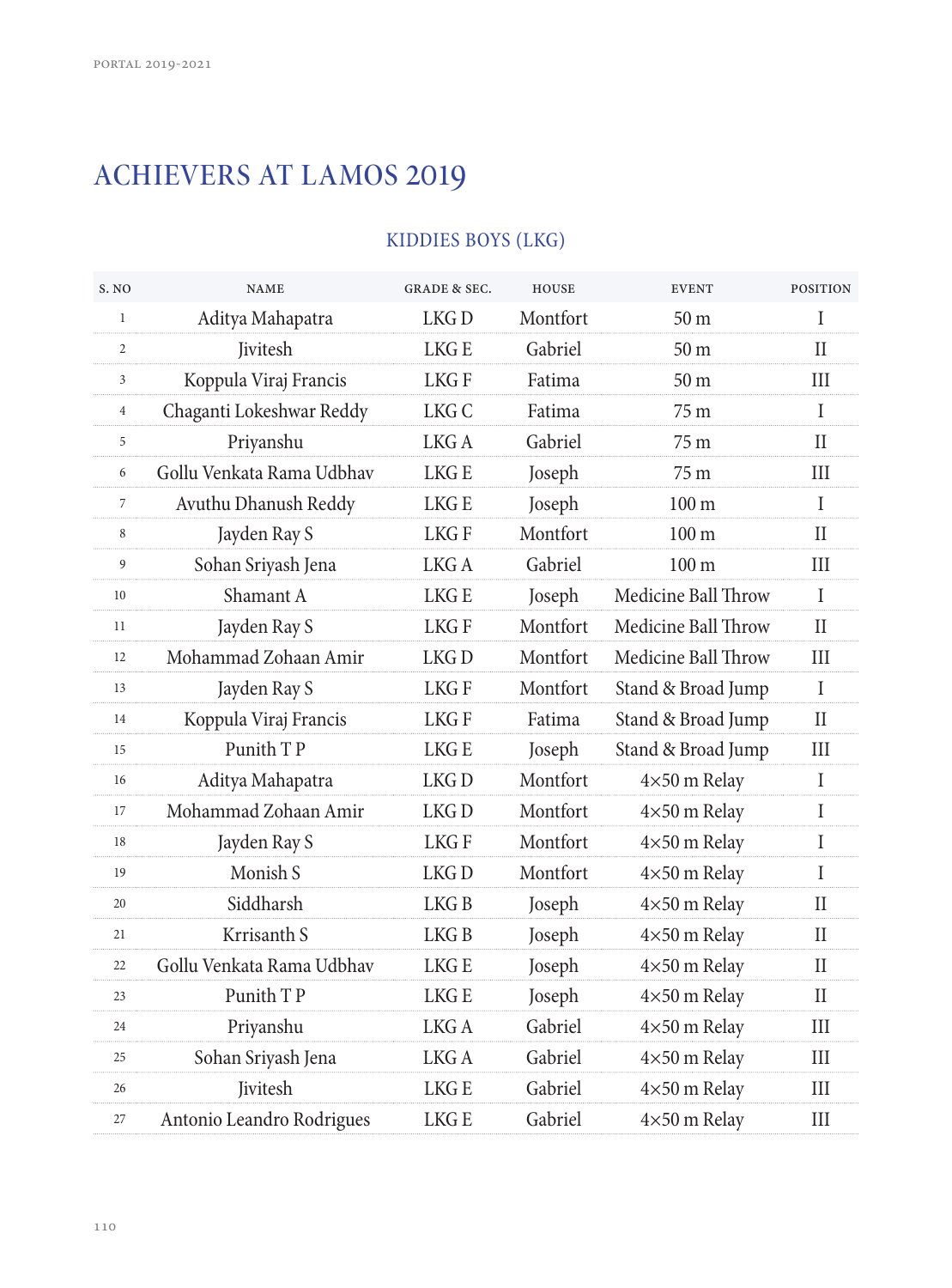# ACHIEVERS AT LAMOS 2019

## KIDDIES BOYS (LKG)

| S. NO | NAME | GRADE & SEC. | HOUSE | EVENT | POSITION |
|---|---|---|---|---|---|
| 1 | Aditya Mahapatra | LKG D | Montfort | 50 m | I |
| 2 | Jivitesh | LKG E | Gabriel | 50 m | II |
| 3 | Koppula Viraj Francis | LKG F | Fatima | 50 m | III |
| 4 | Chaganti Lokeshwar Reddy | LKG C | Fatima | 75 m | I |
| 5 | Priyanshu | LKG A | Gabriel | 75 m | II |
| 6 | Gollu Venkata Rama Udbhav | LKG E | Joseph | 75 m | III |
| 7 | Avuthu Dhanush Reddy | LKG E | Joseph | 100 m | I |
| 8 | Jayden Ray S | LKG F | Montfort | 100 m | II |
| 9 | Sohan Sriyash Jena | LKG A | Gabriel | 100 m | III |
| 10 | Shamant A | LKG E | Joseph | Medicine Ball Throw | I |
| 11 | Jayden Ray S | LKG F | Montfort | Medicine Ball Throw | II |
| 12 | Mohammad Zohaan Amir | LKG D | Montfort | Medicine Ball Throw | III |
| 13 | Jayden Ray S | LKG F | Montfort | Stand & Broad Jump | I |
| 14 | Koppula Viraj Francis | LKG F | Fatima | Stand & Broad Jump | II |
| 15 | Punith T P | LKG E | Joseph | Stand & Broad Jump | III |
| 16 | Aditya Mahapatra | LKG D | Montfort | 4×50 m Relay | I |
| 17 | Mohammad Zohaan Amir | LKG D | Montfort | 4×50 m Relay | I |
| 18 | Jayden Ray S | LKG F | Montfort | 4×50 m Relay | I |
| 19 | Monish S | LKG D | Montfort | 4×50 m Relay | I |
| 20 | Siddharsh | LKG B | Joseph | 4×50 m Relay | II |
| 21 | Krrisanth S | LKG B | Joseph | 4×50 m Relay | II |
| 22 | Gollu Venkata Rama Udbhav | LKG E | Joseph | 4×50 m Relay | II |
| 23 | Punith T P | LKG E | Joseph | 4×50 m Relay | II |
| 24 | Priyanshu | LKG A | Gabriel | 4×50 m Relay | III |
| 25 | Sohan Sriyash Jena | LKG A | Gabriel | 4×50 m Relay | III |
| 26 | Jivitesh | LKG E | Gabriel | 4×50 m Relay | III |
| 27 | Antonio Leandro Rodrigues | LKG E | Gabriel | 4×50 m Relay | III |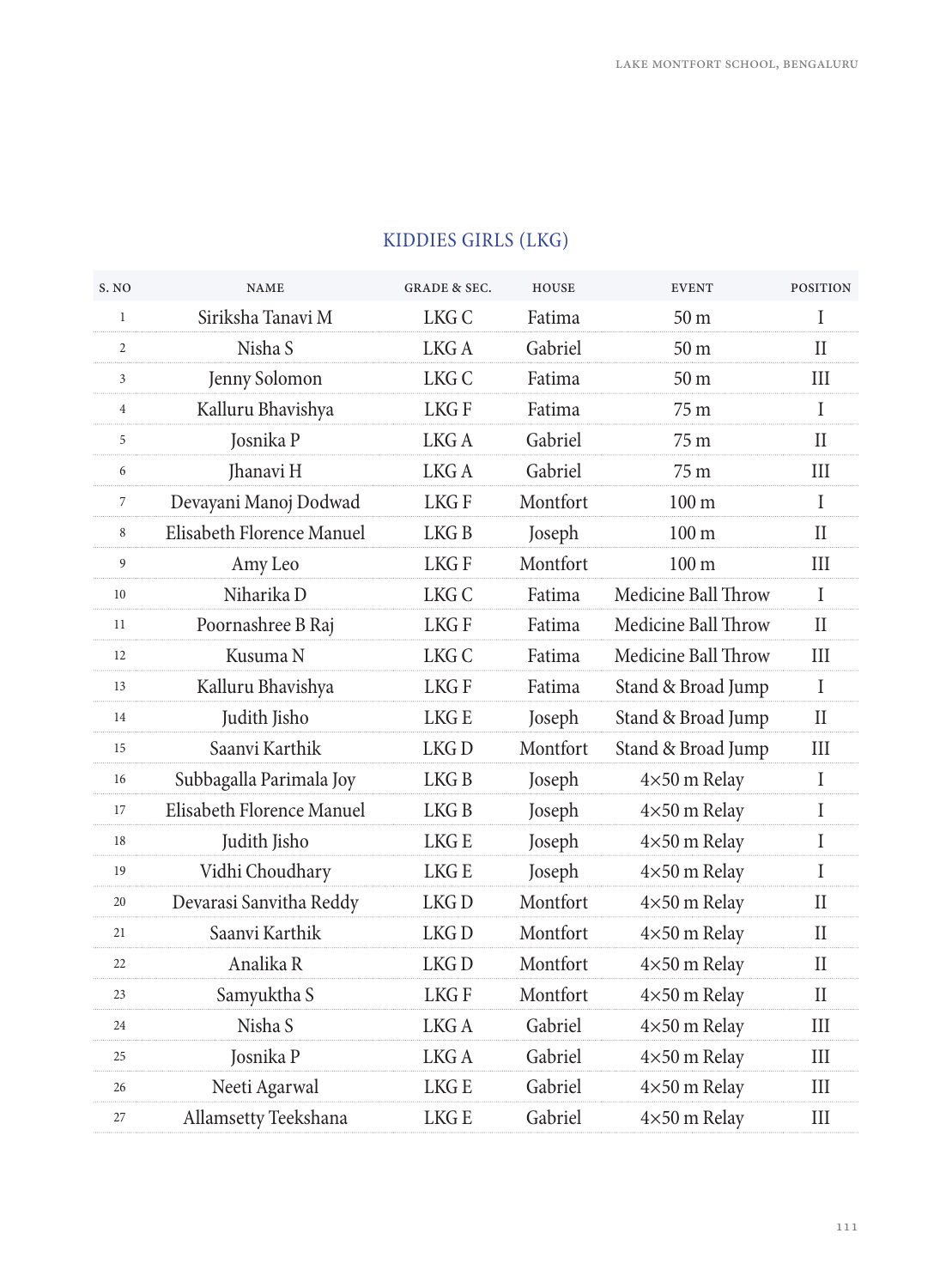## KIDDIES GIRLS (LKG)

| S. NO | NAME | GRADE & SEC. | HOUSE | EVENT | POSITION |
|---|---|---|---|---|---|
| 1 | Siriksha Tanavi M | LKG C | Fatima | 50 m | I |
| 2 | Nisha S | LKG A | Gabriel | 50 m | II |
| 3 | Jenny Solomon | LKG C | Fatima | 50 m | III |
| 4 | Kalluru Bhavishya | LKG F | Fatima | 75 m | I |
| 5 | Josnika P | LKG A | Gabriel | 75 m | II |
| 6 | Jhanavi H | LKG A | Gabriel | 75 m | III |
| 7 | Devayani Manoj Dodwad | LKG F | Montfort | 100 m | I |
| 8 | Elisabeth Florence Manuel | LKG B | Joseph | 100 m | II |
| 9 | Amy Leo | LKG F | Montfort | 100 m | III |
| 10 | Niharika D | LKG C | Fatima | Medicine Ball Throw | I |
| 11 | Poornashree B Raj | LKG F | Fatima | Medicine Ball Throw | II |
| 12 | Kusuma N | LKG C | Fatima | Medicine Ball Throw | III |
| 13 | Kalluru Bhavishya | LKG F | Fatima | Stand & Broad Jump | I |
| 14 | Judith Jisho | LKG E | Joseph | Stand & Broad Jump | II |
| 15 | Saanvi Karthik | LKG D | Montfort | Stand & Broad Jump | III |
| 16 | Subbagalla Parimala Joy | LKG B | Joseph | 4×50 m Relay | I |
| 17 | Elisabeth Florence Manuel | LKG B | Joseph | 4×50 m Relay | I |
| 18 | Judith Jisho | LKG E | Joseph | 4×50 m Relay | I |
| 19 | Vidhi Choudhary | LKG E | Joseph | 4×50 m Relay | I |
| 20 | Devarasi Sanvitha Reddy | LKG D | Montfort | 4×50 m Relay | II |
| 21 | Saanvi Karthik | LKG D | Montfort | 4×50 m Relay | II |
| 22 | Analika R | LKG D | Montfort | 4×50 m Relay | II |
| 23 | Samyuktha S | LKG F | Montfort | 4×50 m Relay | II |
| 24 | Nisha S | LKG A | Gabriel | 4×50 m Relay | III |
| 25 | Josnika P | LKG A | Gabriel | 4×50 m Relay | III |
| 26 | Neeti Agarwal | LKG E | Gabriel | 4×50 m Relay | III |
| 27 | Allamsetty Teekshana | LKG E | Gabriel | 4×50 m Relay | III |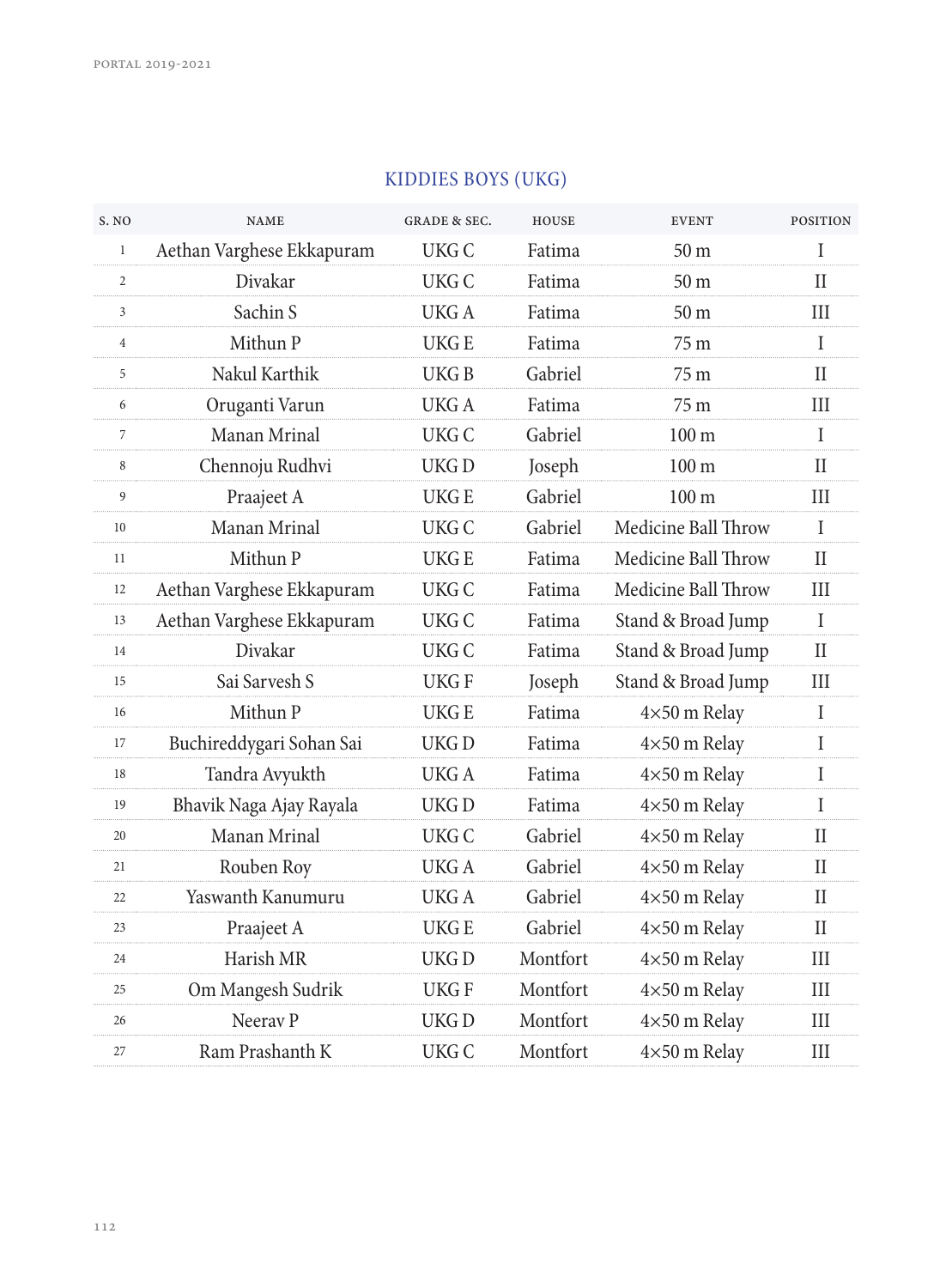## KIDDIES BOYS (UKG)

| S. NO | NAME | GRADE & SEC. | HOUSE | EVENT | POSITION |
|---|---|---|---|---|---|
| 1 | Aethan Varghese Ekkapuram | UKG C | Fatima | 50 m | I |
| 2 | Divakar | UKG C | Fatima | 50 m | II |
| 3 | Sachin S | UKG A | Fatima | 50 m | III |
| 4 | Mithun P | UKG E | Fatima | 75 m | I |
| 5 | Nakul Karthik | UKG B | Gabriel | 75 m | II |
| 6 | Oruganti Varun | UKG A | Fatima | 75 m | III |
| 7 | Manan Mrinal | UKG C | Gabriel | 100 m | I |
| 8 | Chennoju Rudhvi | UKG D | Joseph | 100 m | II |
| 9 | Praajeet A | UKG E | Gabriel | 100 m | III |
| 10 | Manan Mrinal | UKG C | Gabriel | Medicine Ball Throw | I |
| 11 | Mithun P | UKG E | Fatima | Medicine Ball Throw | II |
| 12 | Aethan Varghese Ekkapuram | UKG C | Fatima | Medicine Ball Throw | III |
| 13 | Aethan Varghese Ekkapuram | UKG C | Fatima | Stand & Broad Jump | I |
| 14 | Divakar | UKG C | Fatima | Stand & Broad Jump | II |
| 15 | Sai Sarvesh S | UKG F | Joseph | Stand & Broad Jump | III |
| 16 | Mithun P | UKG E | Fatima | 4×50 m Relay | I |
| 17 | Buchireddygari Sohan Sai | UKG D | Fatima | 4×50 m Relay | I |
| 18 | Tandra Avyukth | UKG A | Fatima | 4×50 m Relay | I |
| 19 | Bhavik Naga Ajay Rayala | UKG D | Fatima | 4×50 m Relay | I |
| 20 | Manan Mrinal | UKG C | Gabriel | 4×50 m Relay | II |
| 21 | Rouben Roy | UKG A | Gabriel | 4×50 m Relay | II |
| 22 | Yaswanth Kanumuru | UKG A | Gabriel | 4×50 m Relay | II |
| 23 | Praajeet A | UKG E | Gabriel | 4×50 m Relay | II |
| 24 | Harish MR | UKG D | Montfort | 4×50 m Relay | III |
| 25 | Om Mangesh Sudrik | UKG F | Montfort | 4×50 m Relay | III |
| 26 | Neerav P | UKG D | Montfort | 4×50 m Relay | III |
| 27 | Ram Prashanth K | UKG C | Montfort | 4×50 m Relay | III |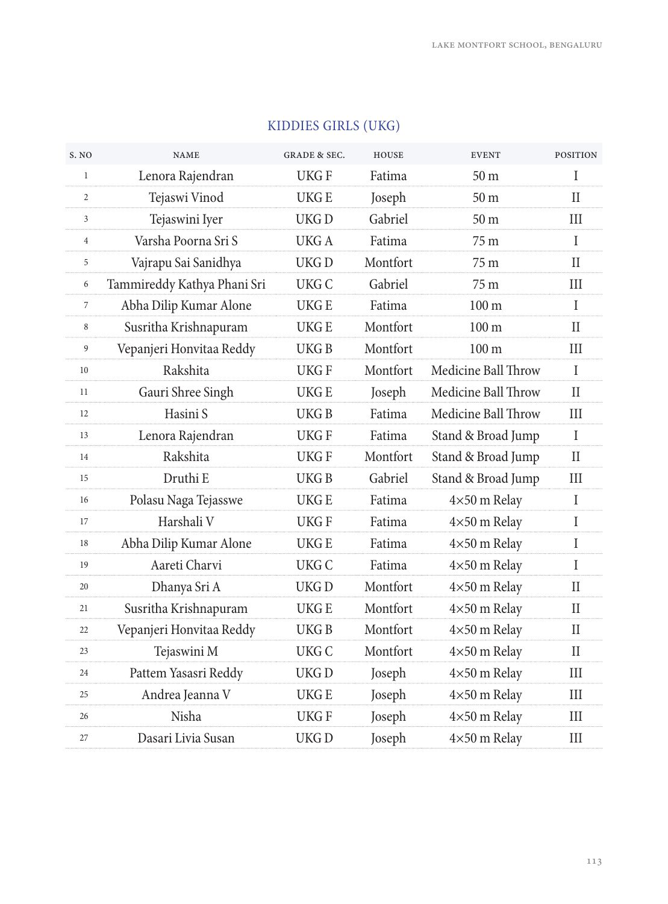## KIDDIES GIRLS (UKG)

| S. NO | NAME | GRADE & SEC. | HOUSE | EVENT | POSITION |
|---|---|---|---|---|---|
| 1 | Lenora Rajendran | UKG F | Fatima | 50 m | I |
| 2 | Tejaswi Vinod | UKG E | Joseph | 50 m | II |
| 3 | Tejaswini Iyer | UKG D | Gabriel | 50 m | III |
| 4 | Varsha Poorna Sri S | UKG A | Fatima | 75 m | I |
| 5 | Vajrapu Sai Sanidhya | UKG D | Montfort | 75 m | II |
| 6 | Tammireddy Kathya Phani Sri | UKG C | Gabriel | 75 m | III |
| 7 | Abha Dilip Kumar Alone | UKG E | Fatima | 100 m | I |
| 8 | Susritha Krishnapuram | UKG E | Montfort | 100 m | II |
| 9 | Vepanjeri Honvitaa Reddy | UKG B | Montfort | 100 m | III |
| 10 | Rakshita | UKG F | Montfort | Medicine Ball Throw | I |
| 11 | Gauri Shree Singh | UKG E | Joseph | Medicine Ball Throw | II |
| 12 | Hasini S | UKG B | Fatima | Medicine Ball Throw | III |
| 13 | Lenora Rajendran | UKG F | Fatima | Stand & Broad Jump | I |
| 14 | Rakshita | UKG F | Montfort | Stand & Broad Jump | II |
| 15 | Druthi E | UKG B | Gabriel | Stand & Broad Jump | III |
| 16 | Polasu Naga Tejasswe | UKG E | Fatima | 4×50 m Relay | I |
| 17 | Harshali V | UKG F | Fatima | 4×50 m Relay | I |
| 18 | Abha Dilip Kumar Alone | UKG E | Fatima | 4×50 m Relay | I |
| 19 | Aareti Charvi | UKG C | Fatima | 4×50 m Relay | I |
| 20 | Dhanya Sri A | UKG D | Montfort | 4×50 m Relay | II |
| 21 | Susritha Krishnapuram | UKG E | Montfort | 4×50 m Relay | II |
| 22 | Vepanjeri Honvitaa Reddy | UKG B | Montfort | 4×50 m Relay | II |
| 23 | Tejaswini M | UKG C | Montfort | 4×50 m Relay | II |
| 24 | Pattem Yasasri Reddy | UKG D | Joseph | 4×50 m Relay | III |
| 25 | Andrea Jeanna V | UKG E | Joseph | 4×50 m Relay | III |
| 26 | Nisha | UKG F | Joseph | 4×50 m Relay | III |
| 27 | Dasari Livia Susan | UKG D | Joseph | 4×50 m Relay | III |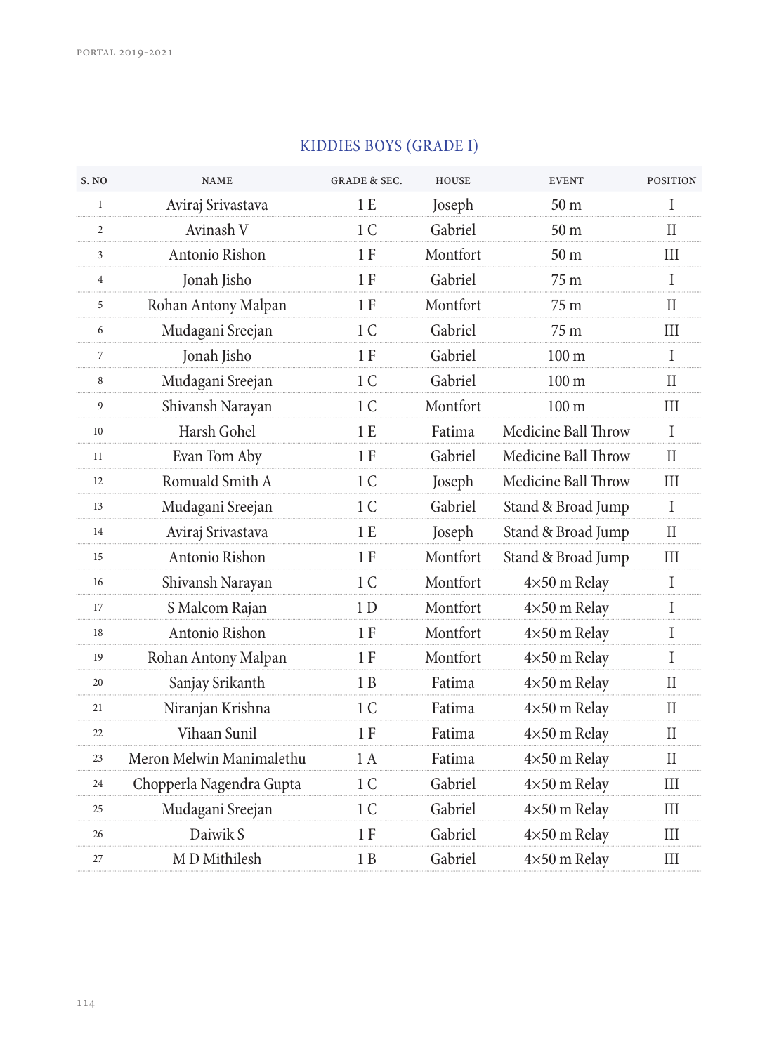## KIDDIES BOYS (GRADE I)

| S. NO | NAME | GRADE & SEC. | HOUSE | EVENT | POSITION |
|---|---|---|---|---|---|
| 1 | Aviraj Srivastava | 1 E | Joseph | 50 m | I |
| 2 | Avinash V | 1 C | Gabriel | 50 m | II |
| 3 | Antonio Rishon | 1 F | Montfort | 50 m | III |
| 4 | Jonah Jisho | 1 F | Gabriel | 75 m | I |
| 5 | Rohan Antony Malpan | 1 F | Montfort | 75 m | II |
| 6 | Mudagani Sreejan | 1 C | Gabriel | 75 m | III |
| 7 | Jonah Jisho | 1 F | Gabriel | 100 m | I |
| 8 | Mudagani Sreejan | 1 C | Gabriel | 100 m | II |
| 9 | Shivansh Narayan | 1 C | Montfort | 100 m | III |
| 10 | Harsh Gohel | 1 E | Fatima | Medicine Ball Throw | I |
| 11 | Evan Tom Aby | 1 F | Gabriel | Medicine Ball Throw | II |
| 12 | Romuald Smith A | 1 C | Joseph | Medicine Ball Throw | III |
| 13 | Mudagani Sreejan | 1 C | Gabriel | Stand & Broad Jump | I |
| 14 | Aviraj Srivastava | 1 E | Joseph | Stand & Broad Jump | II |
| 15 | Antonio Rishon | 1 F | Montfort | Stand & Broad Jump | III |
| 16 | Shivansh Narayan | 1 C | Montfort | 4×50 m Relay | I |
| 17 | S Malcom Rajan | 1 D | Montfort | 4×50 m Relay | I |
| 18 | Antonio Rishon | 1 F | Montfort | 4×50 m Relay | I |
| 19 | Rohan Antony Malpan | 1 F | Montfort | 4×50 m Relay | I |
| 20 | Sanjay Srikanth | 1 B | Fatima | 4×50 m Relay | II |
| 21 | Niranjan Krishna | 1 C | Fatima | 4×50 m Relay | II |
| 22 | Vihaan Sunil | 1 F | Fatima | 4×50 m Relay | II |
| 23 | Meron Melwin Manimalethu | 1 A | Fatima | 4×50 m Relay | II |
| 24 | Chopperla Nagendra Gupta | 1 C | Gabriel | 4×50 m Relay | III |
| 25 | Mudagani Sreejan | 1 C | Gabriel | 4×50 m Relay | III |
| 26 | Daiwik S | 1 F | Gabriel | 4×50 m Relay | III |
| 27 | M D Mithilesh | 1 B | Gabriel | 4×50 m Relay | III |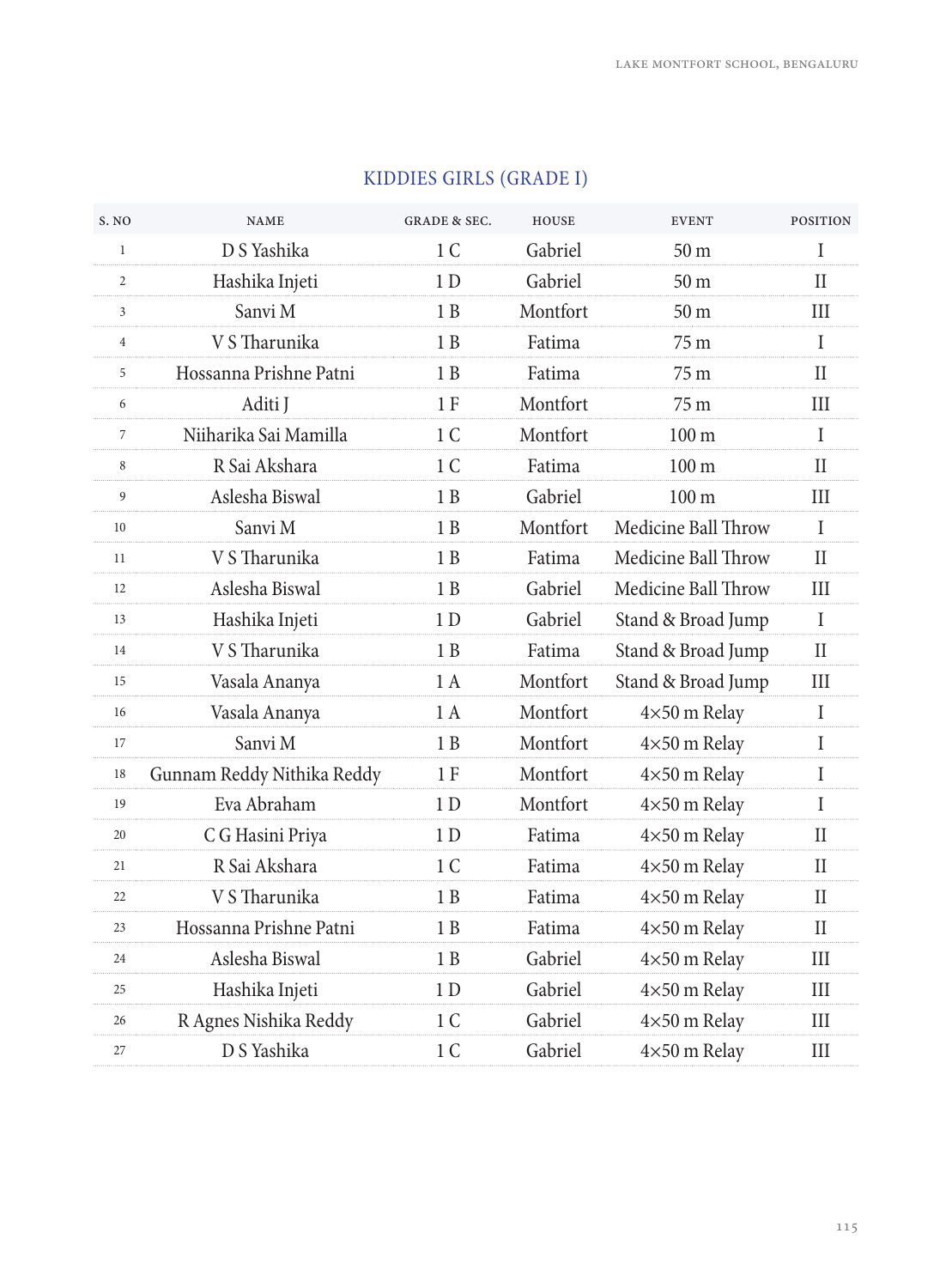## KIDDIES GIRLS (GRADE I)

| S. NO | NAME | GRADE & SEC. | HOUSE | EVENT | POSITION |
|---|---|---|---|---|---|
| 1 | D S Yashika | 1 C | Gabriel | 50 m | I |
| 2 | Hashika Injeti | 1 D | Gabriel | 50 m | II |
| 3 | Sanvi M | 1 B | Montfort | 50 m | III |
| 4 | V S Tharunika | 1 B | Fatima | 75 m | I |
| 5 | Hossanna Prishne Patni | 1 B | Fatima | 75 m | II |
| 6 | Aditi J | 1 F | Montfort | 75 m | III |
| 7 | Niiharika Sai Mamilla | 1 C | Montfort | 100 m | I |
| 8 | R Sai Akshara | 1 C | Fatima | 100 m | II |
| 9 | Aslesha Biswal | 1 B | Gabriel | 100 m | III |
| 10 | Sanvi M | 1 B | Montfort | Medicine Ball Throw | I |
| 11 | V S Tharunika | 1 B | Fatima | Medicine Ball Throw | II |
| 12 | Aslesha Biswal | 1 B | Gabriel | Medicine Ball Throw | III |
| 13 | Hashika Injeti | 1 D | Gabriel | Stand & Broad Jump | I |
| 14 | V S Tharunika | 1 B | Fatima | Stand & Broad Jump | II |
| 15 | Vasala Ananya | 1 A | Montfort | Stand & Broad Jump | III |
| 16 | Vasala Ananya | 1 A | Montfort | 4×50 m Relay | I |
| 17 | Sanvi M | 1 B | Montfort | 4×50 m Relay | I |
| 18 | Gunnam Reddy Nithika Reddy | 1 F | Montfort | 4×50 m Relay | I |
| 19 | Eva Abraham | 1 D | Montfort | 4×50 m Relay | I |
| 20 | C G Hasini Priya | 1 D | Fatima | 4×50 m Relay | II |
| 21 | R Sai Akshara | 1 C | Fatima | 4×50 m Relay | II |
| 22 | V S Tharunika | 1 B | Fatima | 4×50 m Relay | II |
| 23 | Hossanna Prishne Patni | 1 B | Fatima | 4×50 m Relay | II |
| 24 | Aslesha Biswal | 1 B | Gabriel | 4×50 m Relay | III |
| 25 | Hashika Injeti | 1 D | Gabriel | 4×50 m Relay | III |
| 26 | R Agnes Nishika Reddy | 1 C | Gabriel | 4×50 m Relay | III |
| 27 | D S Yashika | 1 C | Gabriel | 4×50 m Relay | III |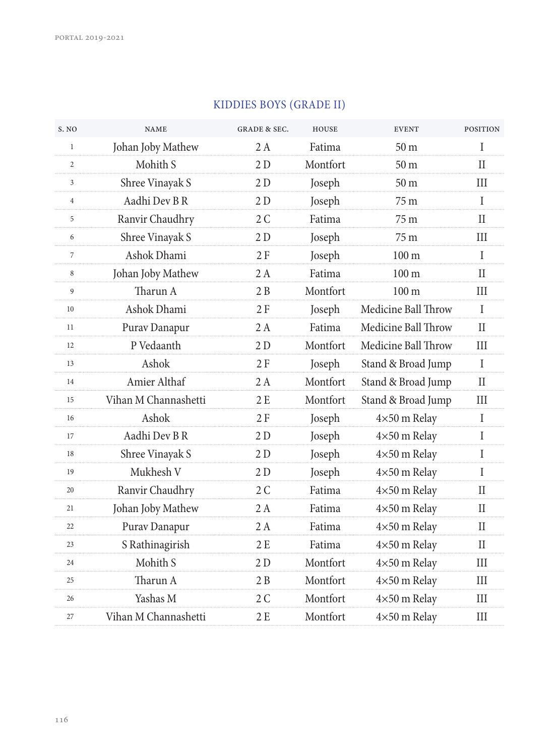## KIDDIES BOYS (GRADE II)

| S. NO | NAME | GRADE & SEC. | HOUSE | EVENT | POSITION |
|---|---|---|---|---|---|
| 1 | Johan Joby Mathew | 2 A | Fatima | 50 m | I |
| 2 | Mohith S | 2 D | Montfort | 50 m | II |
| 3 | Shree Vinayak S | 2 D | Joseph | 50 m | III |
| 4 | Aadhi Dev B R | 2 D | Joseph | 75 m | I |
| 5 | Ranvir Chaudhry | 2 C | Fatima | 75 m | II |
| 6 | Shree Vinayak S | 2 D | Joseph | 75 m | III |
| 7 | Ashok Dhami | 2 F | Joseph | 100 m | I |
| 8 | Johan Joby Mathew | 2 A | Fatima | 100 m | II |
| 9 | Tharun A | 2 B | Montfort | 100 m | III |
| 10 | Ashok Dhami | 2 F | Joseph | Medicine Ball Throw | I |
| 11 | Purav Danapur | 2 A | Fatima | Medicine Ball Throw | II |
| 12 | P Vedaanth | 2 D | Montfort | Medicine Ball Throw | III |
| 13 | Ashok | 2 F | Joseph | Stand & Broad Jump | I |
| 14 | Amier Althaf | 2 A | Montfort | Stand & Broad Jump | II |
| 15 | Vihan M Channashetti | 2 E | Montfort | Stand & Broad Jump | III |
| 16 | Ashok | 2 F | Joseph | 4×50 m Relay | I |
| 17 | Aadhi Dev B R | 2 D | Joseph | 4×50 m Relay | I |
| 18 | Shree Vinayak S | 2 D | Joseph | 4×50 m Relay | I |
| 19 | Mukhesh V | 2 D | Joseph | 4×50 m Relay | I |
| 20 | Ranvir Chaudhry | 2 C | Fatima | 4×50 m Relay | II |
| 21 | Johan Joby Mathew | 2 A | Fatima | 4×50 m Relay | II |
| 22 | Purav Danapur | 2 A | Fatima | 4×50 m Relay | II |
| 23 | S Rathinagirish | 2 E | Fatima | 4×50 m Relay | II |
| 24 | Mohith S | 2 D | Montfort | 4×50 m Relay | III |
| 25 | Tharun A | 2 B | Montfort | 4×50 m Relay | III |
| 26 | Yashas M | 2 C | Montfort | 4×50 m Relay | III |
| 27 | Vihan M Channashetti | 2 E | Montfort | 4×50 m Relay | III |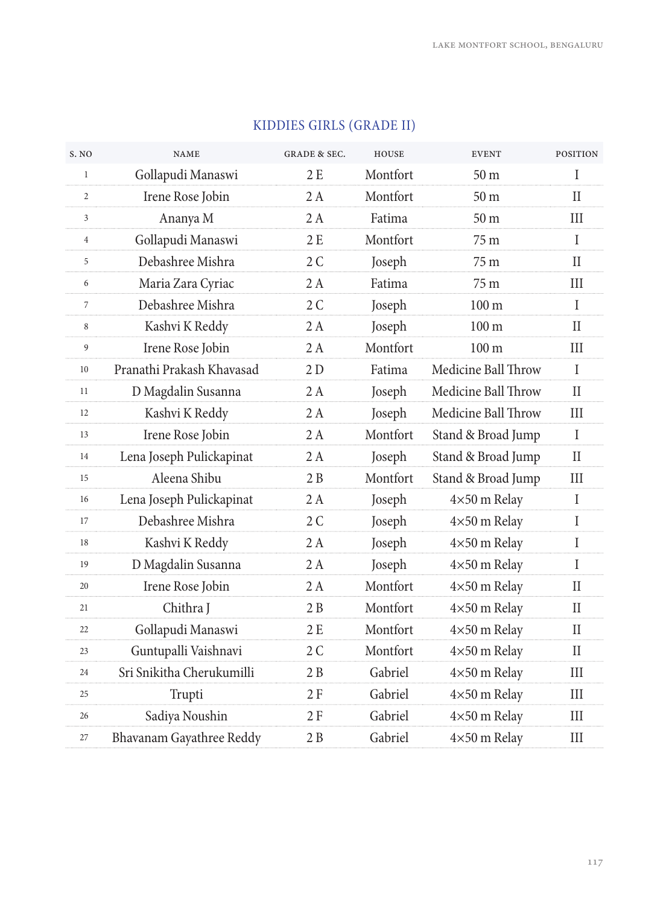## KIDDIES GIRLS (GRADE II)

| S. NO | NAME | GRADE & SEC. | HOUSE | EVENT | POSITION |
|---|---|---|---|---|---|
| 1 | Gollapudi Manaswi | 2 E | Montfort | 50 m | I |
| 2 | Irene Rose Jobin | 2 A | Montfort | 50 m | II |
| 3 | Ananya M | 2 A | Fatima | 50 m | III |
| 4 | Gollapudi Manaswi | 2 E | Montfort | 75 m | I |
| 5 | Debashree Mishra | 2 C | Joseph | 75 m | II |
| 6 | Maria Zara Cyriac | 2 A | Fatima | 75 m | III |
| 7 | Debashree Mishra | 2 C | Joseph | 100 m | I |
| 8 | Kashvi K Reddy | 2 A | Joseph | 100 m | II |
| 9 | Irene Rose Jobin | 2 A | Montfort | 100 m | III |
| 10 | Pranathi Prakash Khavasad | 2 D | Fatima | Medicine Ball Throw | I |
| 11 | D Magdalin Susanna | 2 A | Joseph | Medicine Ball Throw | II |
| 12 | Kashvi K Reddy | 2 A | Joseph | Medicine Ball Throw | III |
| 13 | Irene Rose Jobin | 2 A | Montfort | Stand & Broad Jump | I |
| 14 | Lena Joseph Pulickapinat | 2 A | Joseph | Stand & Broad Jump | II |
| 15 | Aleena Shibu | 2 B | Montfort | Stand & Broad Jump | III |
| 16 | Lena Joseph Pulickapinat | 2 A | Joseph | 4×50 m Relay | I |
| 17 | Debashree Mishra | 2 C | Joseph | 4×50 m Relay | I |
| 18 | Kashvi K Reddy | 2 A | Joseph | 4×50 m Relay | I |
| 19 | D Magdalin Susanna | 2 A | Joseph | 4×50 m Relay | I |
| 20 | Irene Rose Jobin | 2 A | Montfort | 4×50 m Relay | II |
| 21 | Chithra J | 2 B | Montfort | 4×50 m Relay | II |
| 22 | Gollapudi Manaswi | 2 E | Montfort | 4×50 m Relay | II |
| 23 | Guntupalli Vaishnavi | 2 C | Montfort | 4×50 m Relay | II |
| 24 | Sri Snikitha Cherukumilli | 2 B | Gabriel | 4×50 m Relay | III |
| 25 | Trupti | 2 F | Gabriel | 4×50 m Relay | III |
| 26 | Sadiya Noushin | 2 F | Gabriel | 4×50 m Relay | III |
| 27 | Bhavanam Gayathree Reddy | 2 B | Gabriel | 4×50 m Relay | III |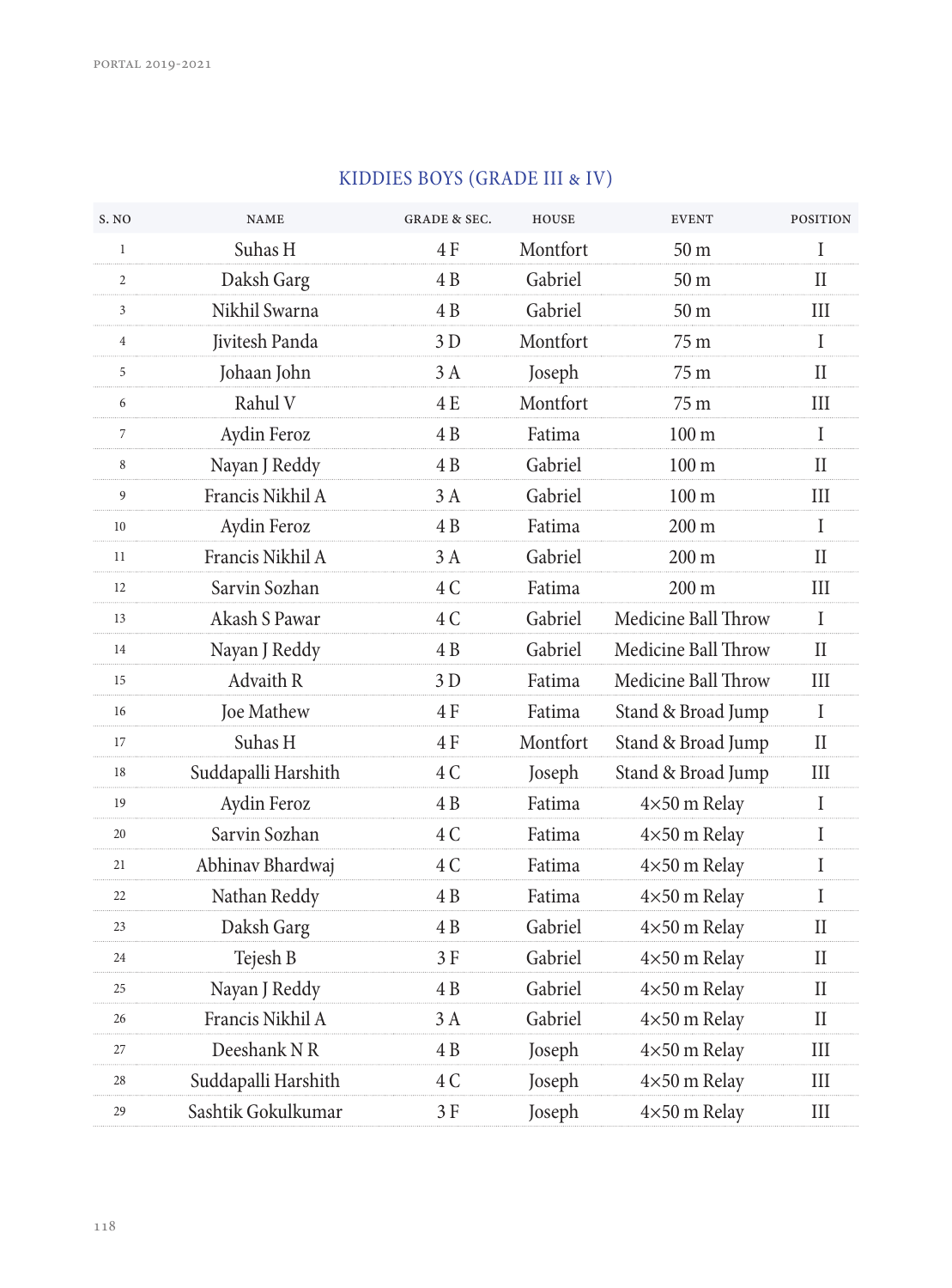## KIDDIES BOYS (GRADE III & IV)

| S. NO | NAME | GRADE & SEC. | HOUSE | EVENT | POSITION |
|---|---|---|---|---|---|
| 1 | Suhas H | 4 F | Montfort | 50 m | I |
| 2 | Daksh Garg | 4 B | Gabriel | 50 m | II |
| 3 | Nikhil Swarna | 4 B | Gabriel | 50 m | III |
| 4 | Jivitesh Panda | 3 D | Montfort | 75 m | I |
| 5 | Johaan John | 3 A | Joseph | 75 m | II |
| 6 | Rahul V | 4 E | Montfort | 75 m | III |
| 7 | Aydin Feroz | 4 B | Fatima | 100 m | I |
| 8 | Nayan J Reddy | 4 B | Gabriel | 100 m | II |
| 9 | Francis Nikhil A | 3 A | Gabriel | 100 m | III |
| 10 | Aydin Feroz | 4 B | Fatima | 200 m | I |
| 11 | Francis Nikhil A | 3 A | Gabriel | 200 m | II |
| 12 | Sarvin Sozhan | 4 C | Fatima | 200 m | III |
| 13 | Akash S Pawar | 4 C | Gabriel | Medicine Ball Throw | I |
| 14 | Nayan J Reddy | 4 B | Gabriel | Medicine Ball Throw | II |
| 15 | Advaith R | 3 D | Fatima | Medicine Ball Throw | III |
| 16 | Joe Mathew | 4 F | Fatima | Stand & Broad Jump | I |
| 17 | Suhas H | 4 F | Montfort | Stand & Broad Jump | II |
| 18 | Suddapalli Harshith | 4 C | Joseph | Stand & Broad Jump | III |
| 19 | Aydin Feroz | 4 B | Fatima | 4×50 m Relay | I |
| 20 | Sarvin Sozhan | 4 C | Fatima | 4×50 m Relay | I |
| 21 | Abhinav Bhardwaj | 4 C | Fatima | 4×50 m Relay | I |
| 22 | Nathan Reddy | 4 B | Fatima | 4×50 m Relay | I |
| 23 | Daksh Garg | 4 B | Gabriel | 4×50 m Relay | II |
| 24 | Tejesh B | 3 F | Gabriel | 4×50 m Relay | II |
| 25 | Nayan J Reddy | 4 B | Gabriel | 4×50 m Relay | II |
| 26 | Francis Nikhil A | 3 A | Gabriel | 4×50 m Relay | II |
| 27 | Deeshank N R | 4 B | Joseph | 4×50 m Relay | III |
| 28 | Suddapalli Harshith | 4 C | Joseph | 4×50 m Relay | III |
| 29 | Sashtik Gokulkumar | 3 F | Joseph | 4×50 m Relay | III |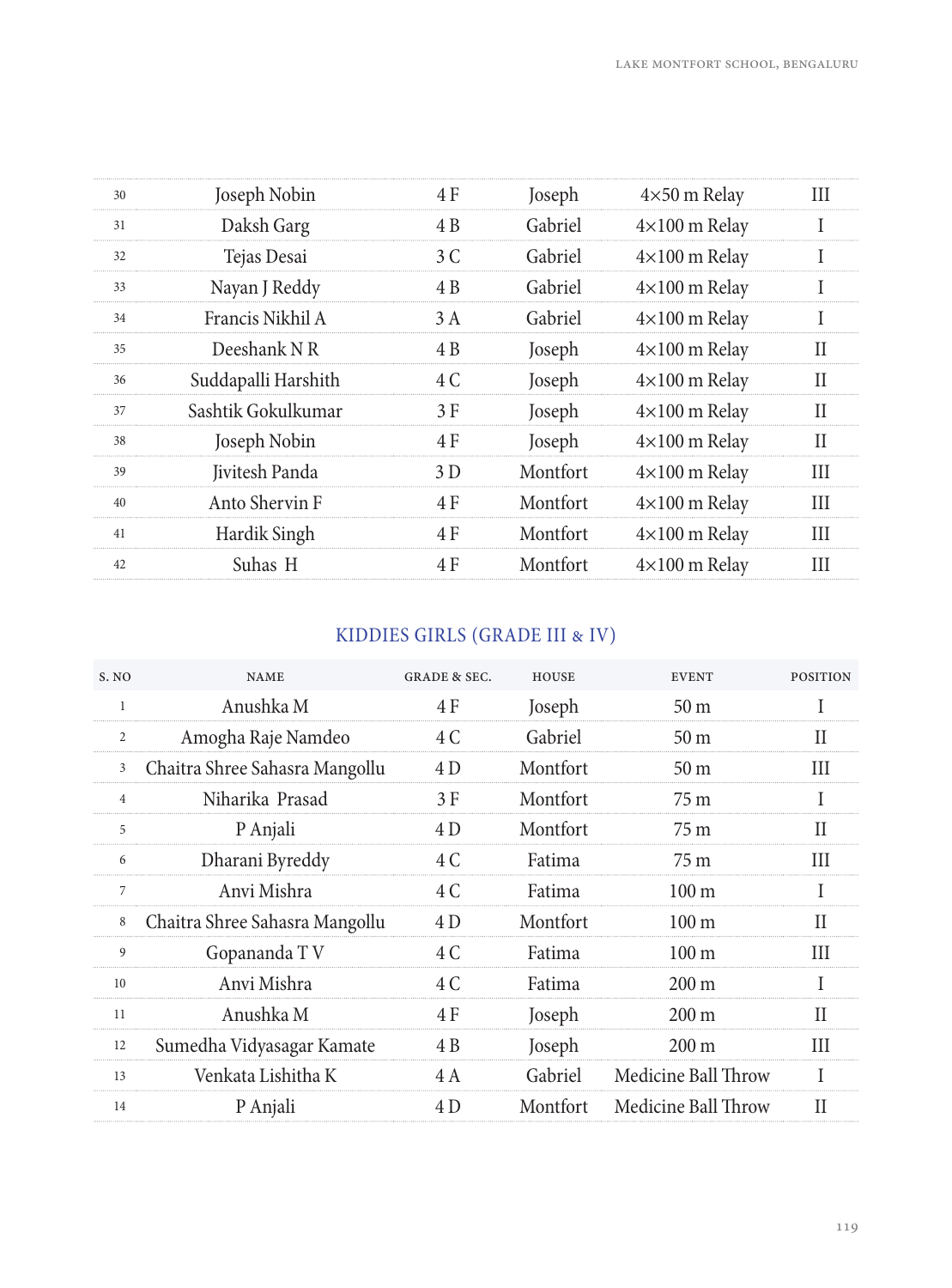| | | | | | |
|---|---|---|---|---|---|
| 30 | Joseph Nobin | 4 F | Joseph | 4×50 m Relay | III |
| 31 | Daksh Garg | 4 B | Gabriel | 4×100 m Relay | I |
| 32 | Tejas Desai | 3 C | Gabriel | 4×100 m Relay | I |
| 33 | Nayan J Reddy | 4 B | Gabriel | 4×100 m Relay | I |
| 34 | Francis Nikhil A | 3 A | Gabriel | 4×100 m Relay | I |
| 35 | Deeshank N R | 4 B | Joseph | 4×100 m Relay | II |
| 36 | Suddapalli Harshith | 4 C | Joseph | 4×100 m Relay | II |
| 37 | Sashtik Gokulkumar | 3 F | Joseph | 4×100 m Relay | II |
| 38 | Joseph Nobin | 4 F | Joseph | 4×100 m Relay | II |
| 39 | Jivitesh Panda | 3 D | Montfort | 4×100 m Relay | III |
| 40 | Anto Shervin F | 4 F | Montfort | 4×100 m Relay | III |
| 41 | Hardik Singh | 4 F | Montfort | 4×100 m Relay | III |
| 42 | Suhas H | 4 F | Montfort | 4×100 m Relay | III |

## KIDDIES GIRLS (GRADE III & IV)

| S. NO | NAME | GRADE & SEC. | HOUSE | EVENT | POSITION |
|---|---|---|---|---|---|
| 1 | Anushka M | 4 F | Joseph | 50 m | I |
| 2 | Amogha Raje Namdeo | 4 C | Gabriel | 50 m | II |
| 3 | Chaitra Shree Sahasra Mangollu | 4 D | Montfort | 50 m | III |
| 4 | Niharika Prasad | 3 F | Montfort | 75 m | I |
| 5 | P Anjali | 4 D | Montfort | 75 m | II |
| 6 | Dharani Byreddy | 4 C | Fatima | 75 m | III |
| 7 | Anvi Mishra | 4 C | Fatima | 100 m | I |
| 8 | Chaitra Shree Sahasra Mangollu | 4 D | Montfort | 100 m | II |
| 9 | Gopananda T V | 4 C | Fatima | 100 m | III |
| 10 | Anvi Mishra | 4 C | Fatima | 200 m | I |
| 11 | Anushka M | 4 F | Joseph | 200 m | II |
| 12 | Sumedha Vidyasagar Kamate | 4 B | Joseph | 200 m | III |
| 13 | Venkata Lishitha K | 4 A | Gabriel | Medicine Ball Throw | I |
| 14 | P Anjali | 4 D | Montfort | Medicine Ball Throw | II |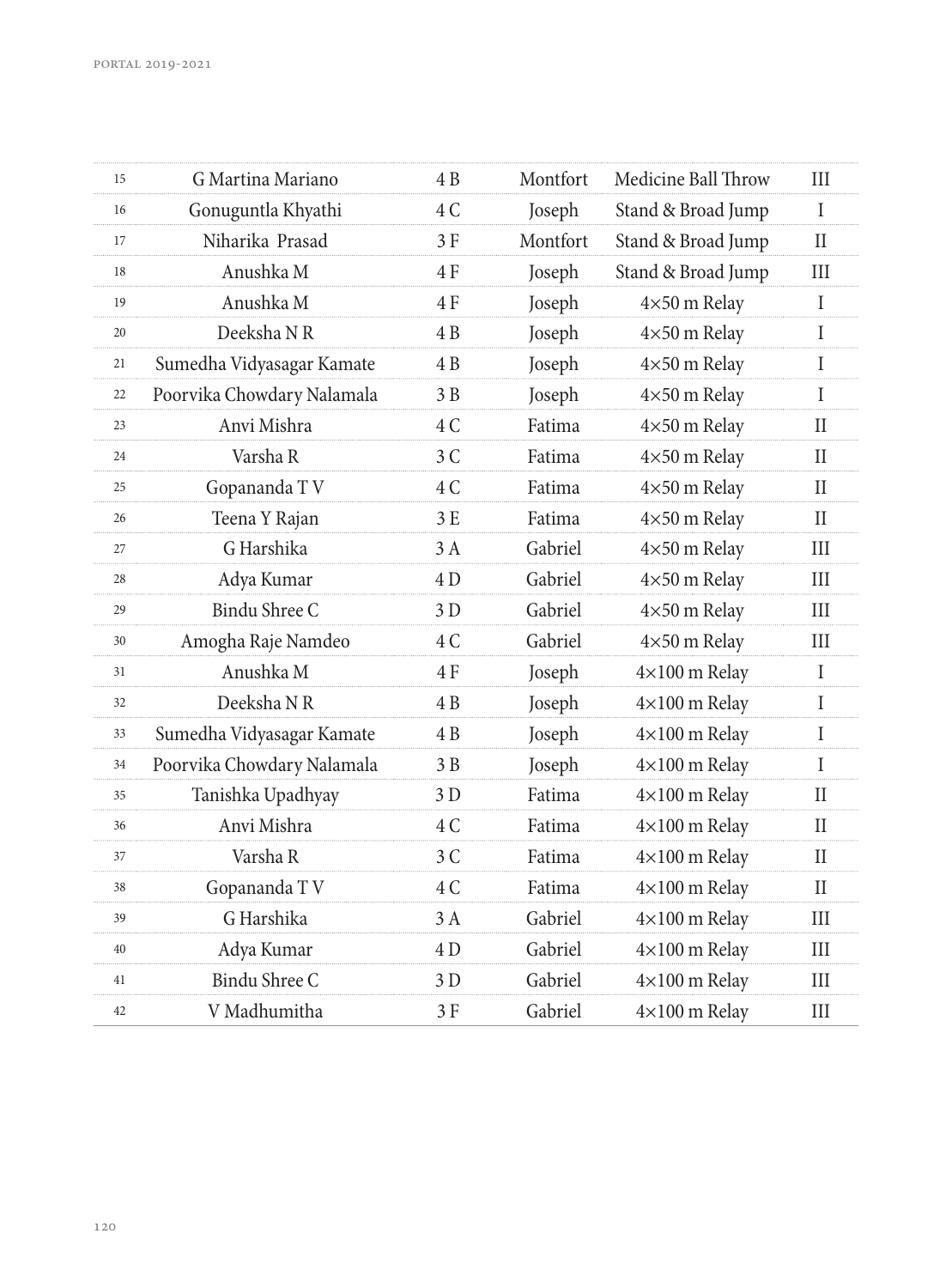| 15 | G Martina Mariano | 4 B | Montfort | Medicine Ball Throw | III |
|---|---|---|---|---|---|
| 16 | Gonuguntla Khyathi | 4 C | Joseph | Stand & Broad Jump | I |
| 17 | Niharika Prasad | 3 F | Montfort | Stand & Broad Jump | II |
| 18 | Anushka M | 4 F | Joseph | Stand & Broad Jump | III |
| 19 | Anushka M | 4 F | Joseph | 4×50 m Relay | I |
| 20 | Deeksha N R | 4 B | Joseph | 4×50 m Relay | I |
| 21 | Sumedha Vidyasagar Kamate | 4 B | Joseph | 4×50 m Relay | I |
| 22 | Poorvika Chowdary Nalamala | 3 B | Joseph | 4×50 m Relay | I |
| 23 | Anvi Mishra | 4 C | Fatima | 4×50 m Relay | II |
| 24 | Varsha R | 3 C | Fatima | 4×50 m Relay | II |
| 25 | Gopananda T V | 4 C | Fatima | 4×50 m Relay | II |
| 26 | Teena Y Rajan | 3 E | Fatima | 4×50 m Relay | II |
| 27 | G Harshika | 3 A | Gabriel | 4×50 m Relay | III |
| 28 | Adya Kumar | 4 D | Gabriel | 4×50 m Relay | III |
| 29 | Bindu Shree C | 3 D | Gabriel | 4×50 m Relay | III |
| 30 | Amogha Raje Namdeo | 4 C | Gabriel | 4×50 m Relay | III |
| 31 | Anushka M | 4 F | Joseph | 4×100 m Relay | I |
| 32 | Deeksha N R | 4 B | Joseph | 4×100 m Relay | I |
| 33 | Sumedha Vidyasagar Kamate | 4 B | Joseph | 4×100 m Relay | I |
| 34 | Poorvika Chowdary Nalamala | 3 B | Joseph | 4×100 m Relay | I |
| 35 | Tanishka Upadhyay | 3 D | Fatima | 4×100 m Relay | II |
| 36 | Anvi Mishra | 4 C | Fatima | 4×100 m Relay | II |
| 37 | Varsha R | 3 C | Fatima | 4×100 m Relay | II |
| 38 | Gopananda T V | 4 C | Fatima | 4×100 m Relay | II |
| 39 | G Harshika | 3 A | Gabriel | 4×100 m Relay | III |
| 40 | Adya Kumar | 4 D | Gabriel | 4×100 m Relay | III |
| 41 | Bindu Shree C | 3 D | Gabriel | 4×100 m Relay | III |
| 42 | V Madhumitha | 3 F | Gabriel | 4×100 m Relay | III |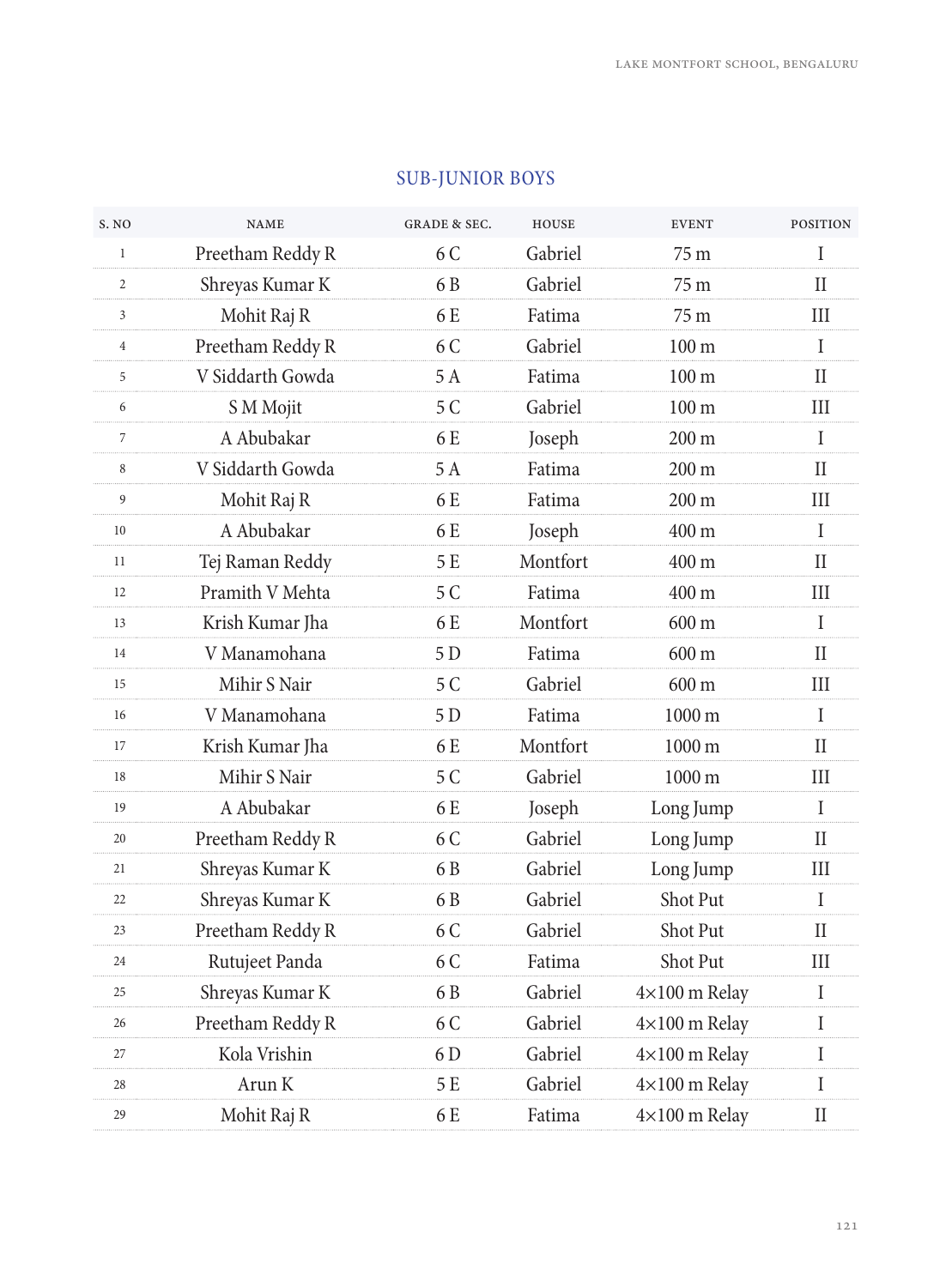## SUB-JUNIOR BOYS

| S. NO | NAME | GRADE & SEC. | HOUSE | EVENT | POSITION |
|---|---|---|---|---|---|
| 1 | Preetham Reddy R | 6 C | Gabriel | 75 m | I |
| 2 | Shreyas Kumar K | 6 B | Gabriel | 75 m | II |
| 3 | Mohit Raj R | 6 E | Fatima | 75 m | III |
| 4 | Preetham Reddy R | 6 C | Gabriel | 100 m | I |
| 5 | V Siddarth Gowda | 5 A | Fatima | 100 m | II |
| 6 | S M Mojit | 5 C | Gabriel | 100 m | III |
| 7 | A Abubakar | 6 E | Joseph | 200 m | I |
| 8 | V Siddarth Gowda | 5 A | Fatima | 200 m | II |
| 9 | Mohit Raj R | 6 E | Fatima | 200 m | III |
| 10 | A Abubakar | 6 E | Joseph | 400 m | I |
| 11 | Tej Raman Reddy | 5 E | Montfort | 400 m | II |
| 12 | Pramith V Mehta | 5 C | Fatima | 400 m | III |
| 13 | Krish Kumar Jha | 6 E | Montfort | 600 m | I |
| 14 | V Manamohana | 5 D | Fatima | 600 m | II |
| 15 | Mihir S Nair | 5 C | Gabriel | 600 m | III |
| 16 | V Manamohana | 5 D | Fatima | 1000 m | I |
| 17 | Krish Kumar Jha | 6 E | Montfort | 1000 m | II |
| 18 | Mihir S Nair | 5 C | Gabriel | 1000 m | III |
| 19 | A Abubakar | 6 E | Joseph | Long Jump | I |
| 20 | Preetham Reddy R | 6 C | Gabriel | Long Jump | II |
| 21 | Shreyas Kumar K | 6 B | Gabriel | Long Jump | III |
| 22 | Shreyas Kumar K | 6 B | Gabriel | Shot Put | I |
| 23 | Preetham Reddy R | 6 C | Gabriel | Shot Put | II |
| 24 | Rutujeet Panda | 6 C | Fatima | Shot Put | III |
| 25 | Shreyas Kumar K | 6 B | Gabriel | 4×100 m Relay | I |
| 26 | Preetham Reddy R | 6 C | Gabriel | 4×100 m Relay | I |
| 27 | Kola Vrishin | 6 D | Gabriel | 4×100 m Relay | I |
| 28 | Arun K | 5 E | Gabriel | 4×100 m Relay | I |
| 29 | Mohit Raj R | 6 E | Fatima | 4×100 m Relay | II |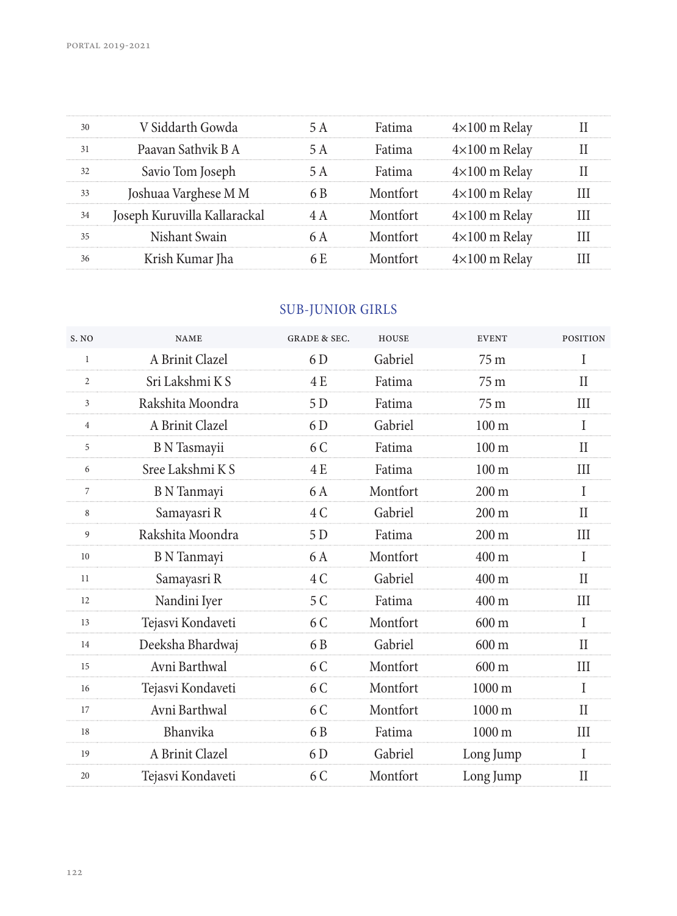| | | | | | |
|---|---|---|---|---|---|
| 30 | V Siddarth Gowda | 5 A | Fatima | 4×100 m Relay | II |
| 31 | Paavan Sathvik B A | 5 A | Fatima | 4×100 m Relay | II |
| 32 | Savio Tom Joseph | 5 A | Fatima | 4×100 m Relay | II |
| 33 | Joshuaa Varghese M M | 6 B | Montfort | 4×100 m Relay | III |
| 34 | Joseph Kuruvilla Kallarackal | 4 A | Montfort | 4×100 m Relay | III |
| 35 | Nishant Swain | 6 A | Montfort | 4×100 m Relay | III |
| 36 | Krish Kumar Jha | 6 E | Montfort | 4×100 m Relay | III |

## SUB-JUNIOR GIRLS

| S. NO | NAME | GRADE & SEC. | HOUSE | EVENT | POSITION |
|---|---|---|---|---|---|
| 1 | A Brinit Clazel | 6 D | Gabriel | 75 m | I |
| 2 | Sri Lakshmi K S | 4 E | Fatima | 75 m | II |
| 3 | Rakshita Moondra | 5 D | Fatima | 75 m | III |
| 4 | A Brinit Clazel | 6 D | Gabriel | 100 m | I |
| 5 | B N Tasmayii | 6 C | Fatima | 100 m | II |
| 6 | Sree Lakshmi K S | 4 E | Fatima | 100 m | III |
| 7 | B N Tanmayi | 6 A | Montfort | 200 m | I |
| 8 | Samayasri R | 4 C | Gabriel | 200 m | II |
| 9 | Rakshita Moondra | 5 D | Fatima | 200 m | III |
| 10 | B N Tanmayi | 6 A | Montfort | 400 m | I |
| 11 | Samayasri R | 4 C | Gabriel | 400 m | II |
| 12 | Nandini Iyer | 5 C | Fatima | 400 m | III |
| 13 | Tejasvi Kondaveti | 6 C | Montfort | 600 m | I |
| 14 | Deeksha Bhardwaj | 6 B | Gabriel | 600 m | II |
| 15 | Avni Barthwal | 6 C | Montfort | 600 m | III |
| 16 | Tejasvi Kondaveti | 6 C | Montfort | 1000 m | I |
| 17 | Avni Barthwal | 6 C | Montfort | 1000 m | II |
| 18 | Bhanvika | 6 B | Fatima | 1000 m | III |
| 19 | A Brinit Clazel | 6 D | Gabriel | Long Jump | I |
| 20 | Tejasvi Kondaveti | 6 C | Montfort | Long Jump | II |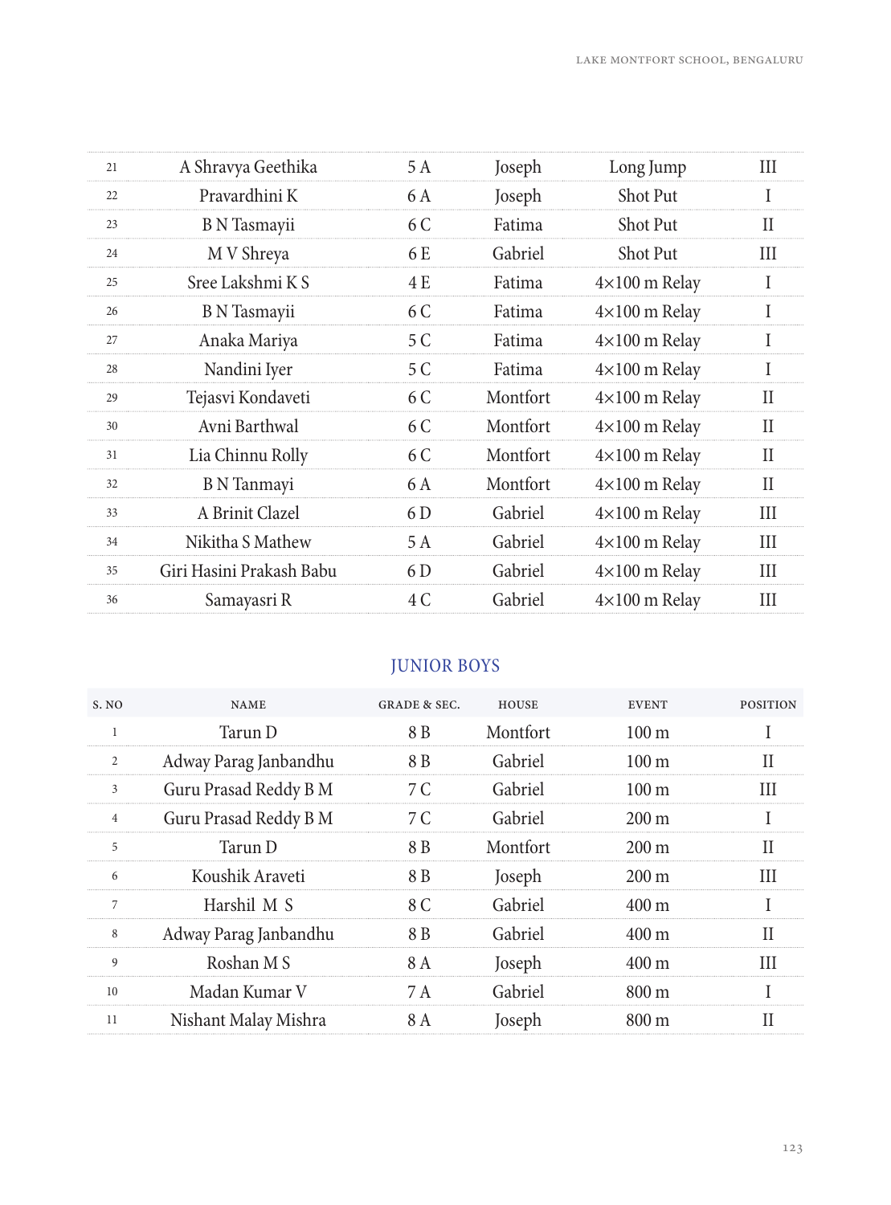| 21 | A Shravya Geethika | 5 A | Joseph | Long Jump | III |
|---|---|---|---|---|---|
| 22 | Pravardhini K | 6 A | Joseph | Shot Put | I |
| 23 | B N Tasmayii | 6 C | Fatima | Shot Put | II |
| 24 | M V Shreya | 6 E | Gabriel | Shot Put | III |
| 25 | Sree Lakshmi K S | 4 E | Fatima | 4×100 m Relay | I |
| 26 | B N Tasmayii | 6 C | Fatima | 4×100 m Relay | I |
| 27 | Anaka Mariya | 5 C | Fatima | 4×100 m Relay | I |
| 28 | Nandini Iyer | 5 C | Fatima | 4×100 m Relay | I |
| 29 | Tejasvi Kondaveti | 6 C | Montfort | 4×100 m Relay | II |
| 30 | Avni Barthwal | 6 C | Montfort | 4×100 m Relay | II |
| 31 | Lia Chinnu Rolly | 6 C | Montfort | 4×100 m Relay | II |
| 32 | B N Tanmayi | 6 A | Montfort | 4×100 m Relay | II |
| 33 | A Brinit Clazel | 6 D | Gabriel | 4×100 m Relay | III |
| 34 | Nikitha S Mathew | 5 A | Gabriel | 4×100 m Relay | III |
| 35 | Giri Hasini Prakash Babu | 6 D | Gabriel | 4×100 m Relay | III |
| 36 | Samayasri R | 4 C | Gabriel | 4×100 m Relay | III |

## JUNIOR BOYS

| S. NO | NAME | GRADE & SEC. | HOUSE | EVENT | POSITION |
|---|---|---|---|---|---|
| 1 | Tarun D | 8 B | Montfort | 100 m | I |
| 2 | Adway Parag Janbandhu | 8 B | Gabriel | 100 m | II |
| 3 | Guru Prasad Reddy B M | 7 C | Gabriel | 100 m | III |
| 4 | Guru Prasad Reddy B M | 7 C | Gabriel | 200 m | I |
| 5 | Tarun D | 8 B | Montfort | 200 m | II |
| 6 | Koushik Araveti | 8 B | Joseph | 200 m | III |
| 7 | Harshil M S | 8 C | Gabriel | 400 m | I |
| 8 | Adway Parag Janbandhu | 8 B | Gabriel | 400 m | II |
| 9 | Roshan M S | 8 A | Joseph | 400 m | III |
| 10 | Madan Kumar V | 7 A | Gabriel | 800 m | I |
| 11 | Nishant Malay Mishra | 8 A | Joseph | 800 m | II |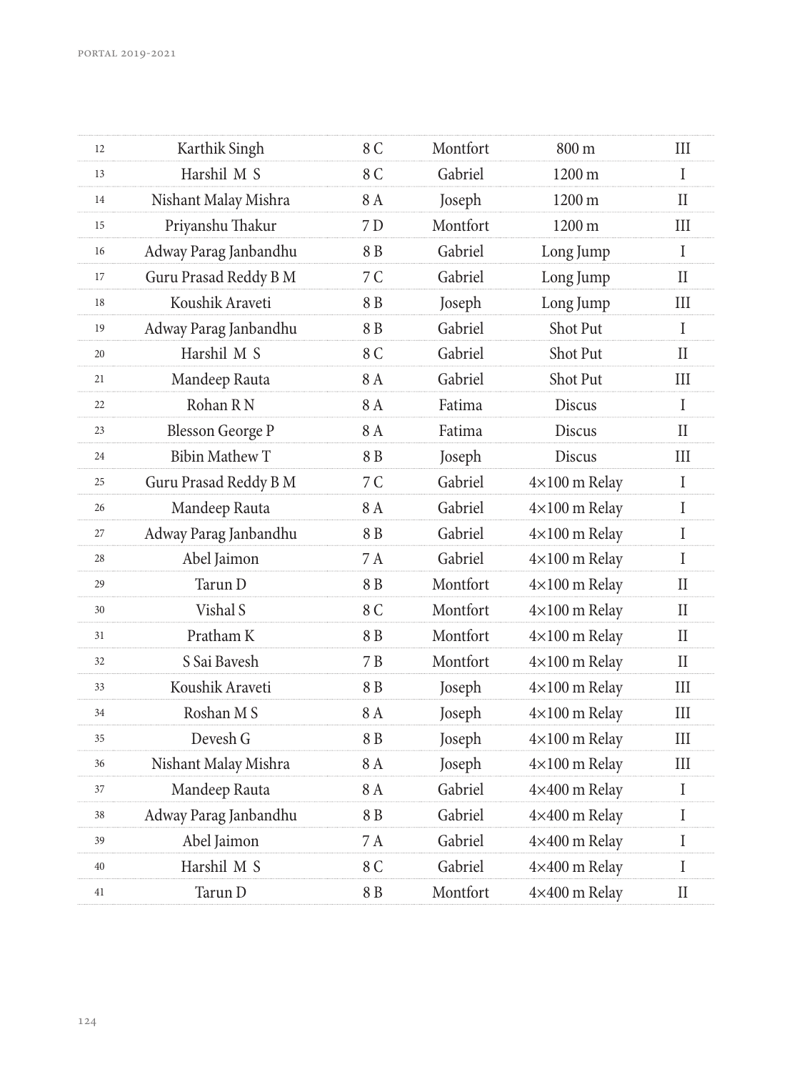| | | | | | |
|---|---|---|---|---|---|
| 12 | Karthik Singh | 8 C | Montfort | 800 m | III |
| 13 | Harshil M S | 8 C | Gabriel | 1200 m | I |
| 14 | Nishant Malay Mishra | 8 A | Joseph | 1200 m | II |
| 15 | Priyanshu Thakur | 7 D | Montfort | 1200 m | III |
| 16 | Adway Parag Janbandhu | 8 B | Gabriel | Long Jump | I |
| 17 | Guru Prasad Reddy B M | 7 C | Gabriel | Long Jump | II |
| 18 | Koushik Araveti | 8 B | Joseph | Long Jump | III |
| 19 | Adway Parag Janbandhu | 8 B | Gabriel | Shot Put | I |
| 20 | Harshil M S | 8 C | Gabriel | Shot Put | II |
| 21 | Mandeep Rauta | 8 A | Gabriel | Shot Put | III |
| 22 | Rohan R N | 8 A | Fatima | Discus | I |
| 23 | Blesson George P | 8 A | Fatima | Discus | II |
| 24 | Bibin Mathew T | 8 B | Joseph | Discus | III |
| 25 | Guru Prasad Reddy B M | 7 C | Gabriel | 4×100 m Relay | I |
| 26 | Mandeep Rauta | 8 A | Gabriel | 4×100 m Relay | I |
| 27 | Adway Parag Janbandhu | 8 B | Gabriel | 4×100 m Relay | I |
| 28 | Abel Jaimon | 7 A | Gabriel | 4×100 m Relay | I |
| 29 | Tarun D | 8 B | Montfort | 4×100 m Relay | II |
| 30 | Vishal S | 8 C | Montfort | 4×100 m Relay | II |
| 31 | Pratham K | 8 B | Montfort | 4×100 m Relay | II |
| 32 | S Sai Bavesh | 7 B | Montfort | 4×100 m Relay | II |
| 33 | Koushik Araveti | 8 B | Joseph | 4×100 m Relay | III |
| 34 | Roshan M S | 8 A | Joseph | 4×100 m Relay | III |
| 35 | Devesh G | 8 B | Joseph | 4×100 m Relay | III |
| 36 | Nishant Malay Mishra | 8 A | Joseph | 4×100 m Relay | III |
| 37 | Mandeep Rauta | 8 A | Gabriel | 4×400 m Relay | I |
| 38 | Adway Parag Janbandhu | 8 B | Gabriel | 4×400 m Relay | I |
| 39 | Abel Jaimon | 7 A | Gabriel | 4×400 m Relay | I |
| 40 | Harshil M S | 8 C | Gabriel | 4×400 m Relay | I |
| 41 | Tarun D | 8 B | Montfort | 4×400 m Relay | II |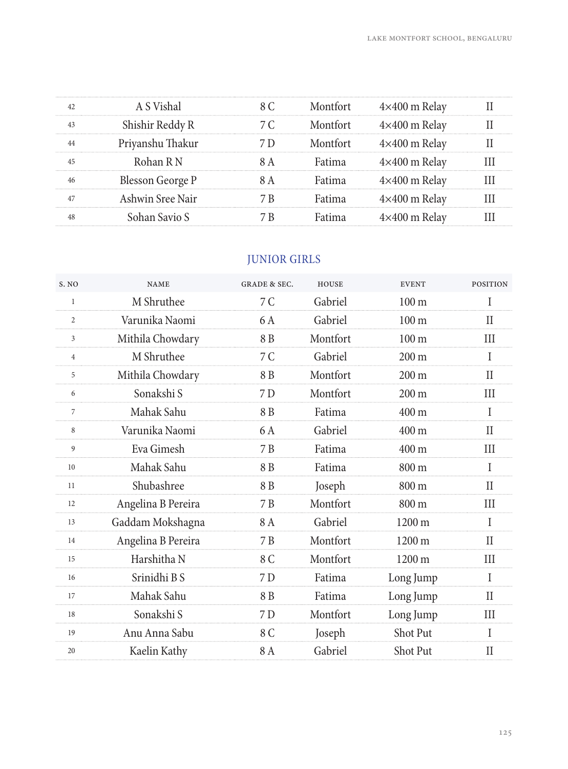| | | | | | |
|---|---|---|---|---|---|
| 42 | A S Vishal | 8 C | Montfort | 4×400 m Relay | II |
| 43 | Shishir Reddy R | 7 C | Montfort | 4×400 m Relay | II |
| 44 | Priyanshu Thakur | 7 D | Montfort | 4×400 m Relay | II |
| 45 | Rohan R N | 8 A | Fatima | 4×400 m Relay | III |
| 46 | Blesson George P | 8 A | Fatima | 4×400 m Relay | III |
| 47 | Ashwin Sree Nair | 7 B | Fatima | 4×400 m Relay | III |
| 48 | Sohan Savio S | 7 B | Fatima | 4×400 m Relay | III |

## JUNIOR GIRLS

| S. NO | NAME | GRADE & SEC. | HOUSE | EVENT | POSITION |
|---|---|---|---|---|---|
| 1 | M Shruthee | 7 C | Gabriel | 100 m | I |
| 2 | Varunika Naomi | 6 A | Gabriel | 100 m | II |
| 3 | Mithila Chowdary | 8 B | Montfort | 100 m | III |
| 4 | M Shruthee | 7 C | Gabriel | 200 m | I |
| 5 | Mithila Chowdary | 8 B | Montfort | 200 m | II |
| 6 | Sonakshi S | 7 D | Montfort | 200 m | III |
| 7 | Mahak Sahu | 8 B | Fatima | 400 m | I |
| 8 | Varunika Naomi | 6 A | Gabriel | 400 m | II |
| 9 | Eva Gimesh | 7 B | Fatima | 400 m | III |
| 10 | Mahak Sahu | 8 B | Fatima | 800 m | I |
| 11 | Shubashree | 8 B | Joseph | 800 m | II |
| 12 | Angelina B Pereira | 7 B | Montfort | 800 m | III |
| 13 | Gaddam Mokshagna | 8 A | Gabriel | 1200 m | I |
| 14 | Angelina B Pereira | 7 B | Montfort | 1200 m | II |
| 15 | Harshitha N | 8 C | Montfort | 1200 m | III |
| 16 | Srinidhi B S | 7 D | Fatima | Long Jump | I |
| 17 | Mahak Sahu | 8 B | Fatima | Long Jump | II |
| 18 | Sonakshi S | 7 D | Montfort | Long Jump | III |
| 19 | Anu Anna Sabu | 8 C | Joseph | Shot Put | I |
| 20 | Kaelin Kathy | 8 A | Gabriel | Shot Put | II |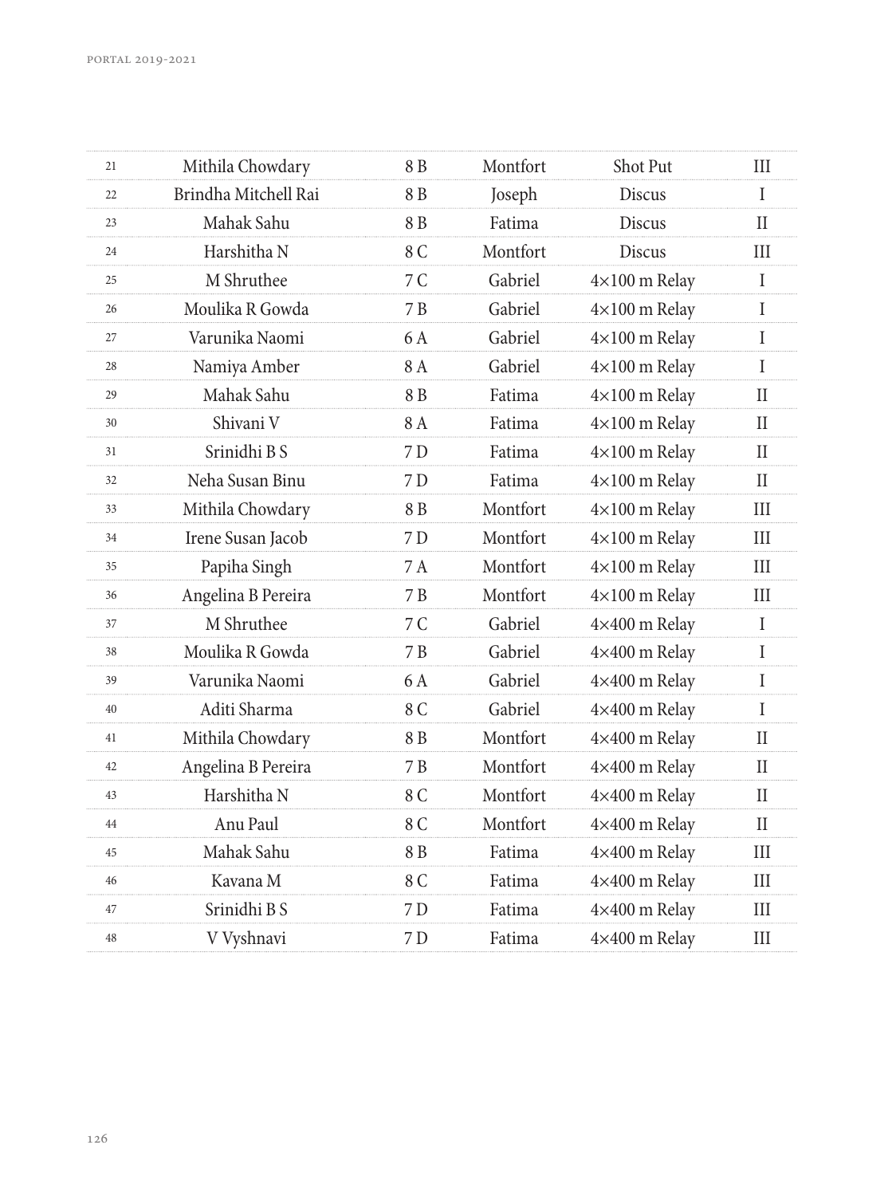| 21 | Mithila Chowdary | 8 B | Montfort | Shot Put | III |
|---|---|---|---|---|---|
| 22 | Brindha Mitchell Rai | 8 B | Joseph | Discus | I |
| 23 | Mahak Sahu | 8 B | Fatima | Discus | II |
| 24 | Harshitha N | 8 C | Montfort | Discus | III |
| 25 | M Shruthee | 7 C | Gabriel | 4×100 m Relay | I |
| 26 | Moulika R Gowda | 7 B | Gabriel | 4×100 m Relay | I |
| 27 | Varunika Naomi | 6 A | Gabriel | 4×100 m Relay | I |
| 28 | Namiya Amber | 8 A | Gabriel | 4×100 m Relay | I |
| 29 | Mahak Sahu | 8 B | Fatima | 4×100 m Relay | II |
| 30 | Shivani V | 8 A | Fatima | 4×100 m Relay | II |
| 31 | Srinidhi B S | 7 D | Fatima | 4×100 m Relay | II |
| 32 | Neha Susan Binu | 7 D | Fatima | 4×100 m Relay | II |
| 33 | Mithila Chowdary | 8 B | Montfort | 4×100 m Relay | III |
| 34 | Irene Susan Jacob | 7 D | Montfort | 4×100 m Relay | III |
| 35 | Papiha Singh | 7 A | Montfort | 4×100 m Relay | III |
| 36 | Angelina B Pereira | 7 B | Montfort | 4×100 m Relay | III |
| 37 | M Shruthee | 7 C | Gabriel | 4×400 m Relay | I |
| 38 | Moulika R Gowda | 7 B | Gabriel | 4×400 m Relay | I |
| 39 | Varunika Naomi | 6 A | Gabriel | 4×400 m Relay | I |
| 40 | Aditi Sharma | 8 C | Gabriel | 4×400 m Relay | I |
| 41 | Mithila Chowdary | 8 B | Montfort | 4×400 m Relay | II |
| 42 | Angelina B Pereira | 7 B | Montfort | 4×400 m Relay | II |
| 43 | Harshitha N | 8 C | Montfort | 4×400 m Relay | II |
| 44 | Anu Paul | 8 C | Montfort | 4×400 m Relay | II |
| 45 | Mahak Sahu | 8 B | Fatima | 4×400 m Relay | III |
| 46 | Kavana M | 8 C | Fatima | 4×400 m Relay | III |
| 47 | Srinidhi B S | 7 D | Fatima | 4×400 m Relay | III |
| 48 | V Vyshnavi | 7 D | Fatima | 4×400 m Relay | III |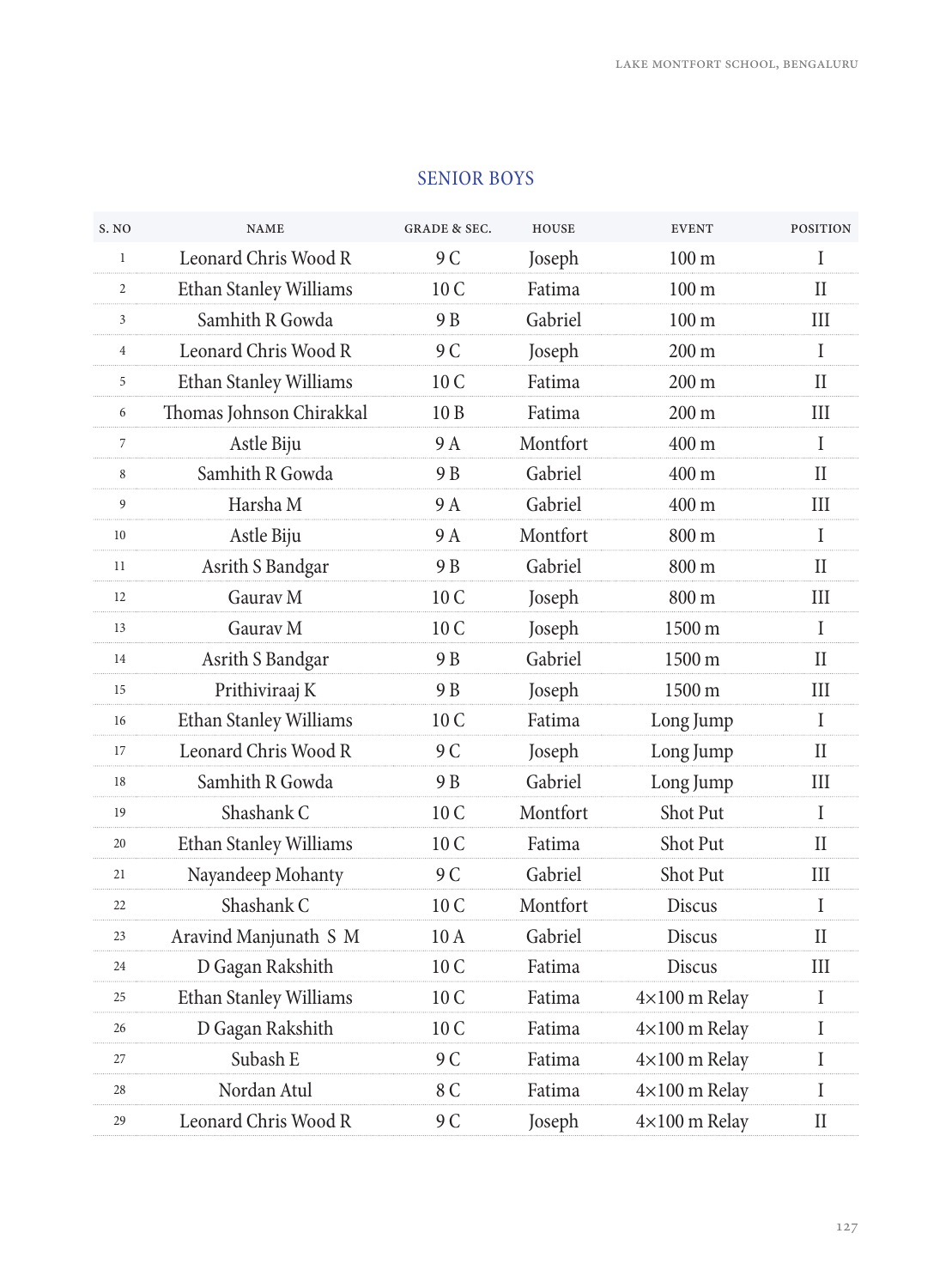## SENIOR BOYS

| S. NO | NAME | GRADE & SEC. | HOUSE | EVENT | POSITION |
|---|---|---|---|---|---|
| 1 | Leonard Chris Wood R | 9 C | Joseph | 100 m | I |
| 2 | Ethan Stanley Williams | 10 C | Fatima | 100 m | II |
| 3 | Samhith R Gowda | 9 B | Gabriel | 100 m | III |
| 4 | Leonard Chris Wood R | 9 C | Joseph | 200 m | I |
| 5 | Ethan Stanley Williams | 10 C | Fatima | 200 m | II |
| 6 | Thomas Johnson Chirakkal | 10 B | Fatima | 200 m | III |
| 7 | Astle Biju | 9 A | Montfort | 400 m | I |
| 8 | Samhith R Gowda | 9 B | Gabriel | 400 m | II |
| 9 | Harsha M | 9 A | Gabriel | 400 m | III |
| 10 | Astle Biju | 9 A | Montfort | 800 m | I |
| 11 | Asrith S Bandgar | 9 B | Gabriel | 800 m | II |
| 12 | Gaurav M | 10 C | Joseph | 800 m | III |
| 13 | Gaurav M | 10 C | Joseph | 1500 m | I |
| 14 | Asrith S Bandgar | 9 B | Gabriel | 1500 m | II |
| 15 | Prithiviraaj K | 9 B | Joseph | 1500 m | III |
| 16 | Ethan Stanley Williams | 10 C | Fatima | Long Jump | I |
| 17 | Leonard Chris Wood R | 9 C | Joseph | Long Jump | II |
| 18 | Samhith R Gowda | 9 B | Gabriel | Long Jump | III |
| 19 | Shashank C | 10 C | Montfort | Shot Put | I |
| 20 | Ethan Stanley Williams | 10 C | Fatima | Shot Put | II |
| 21 | Nayandeep Mohanty | 9 C | Gabriel | Shot Put | III |
| 22 | Shashank C | 10 C | Montfort | Discus | I |
| 23 | Aravind Manjunath S M | 10 A | Gabriel | Discus | II |
| 24 | D Gagan Rakshith | 10 C | Fatima | Discus | III |
| 25 | Ethan Stanley Williams | 10 C | Fatima | 4×100 m Relay | I |
| 26 | D Gagan Rakshith | 10 C | Fatima | 4×100 m Relay | I |
| 27 | Subash E | 9 C | Fatima | 4×100 m Relay | I |
| 28 | Nordan Atul | 8 C | Fatima | 4×100 m Relay | I |
| 29 | Leonard Chris Wood R | 9 C | Joseph | 4×100 m Relay | II |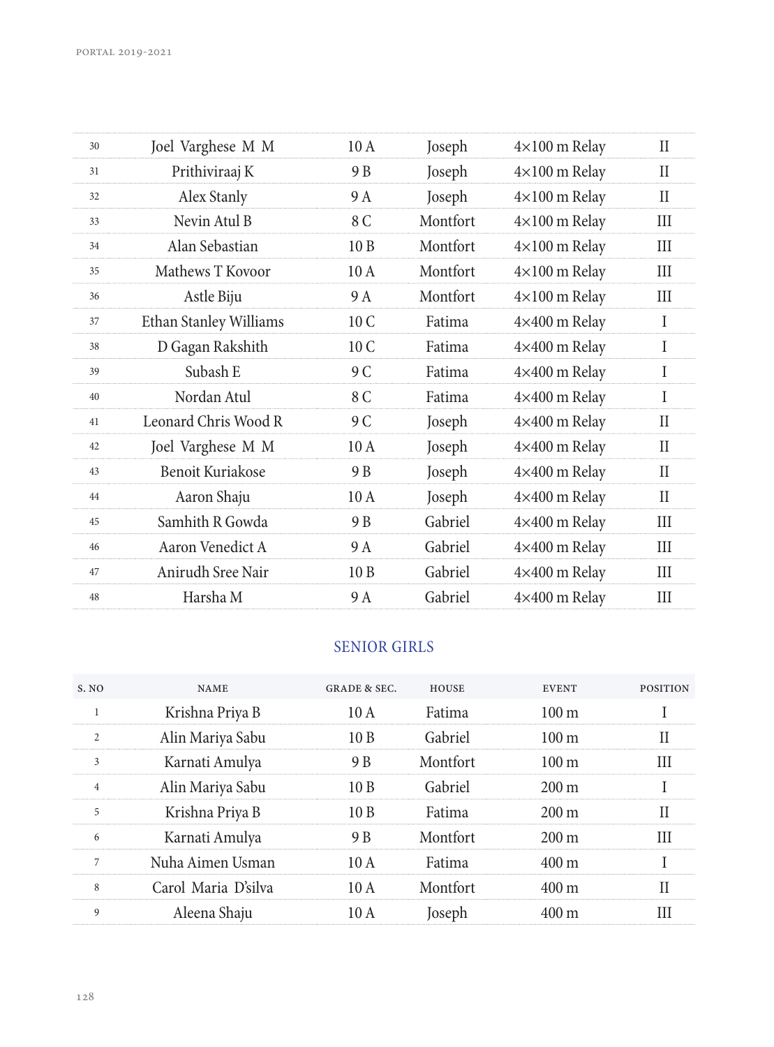| | | | | | |
|---|---|---|---|---|---|
| 30 | Joel Varghese M M | 10 A | Joseph | 4×100 m Relay | II |
| 31 | Prithiviraaj K | 9 B | Joseph | 4×100 m Relay | II |
| 32 | Alex Stanly | 9 A | Joseph | 4×100 m Relay | II |
| 33 | Nevin Atul B | 8 C | Montfort | 4×100 m Relay | III |
| 34 | Alan Sebastian | 10 B | Montfort | 4×100 m Relay | III |
| 35 | Mathews T Kovoor | 10 A | Montfort | 4×100 m Relay | III |
| 36 | Astle Biju | 9 A | Montfort | 4×100 m Relay | III |
| 37 | Ethan Stanley Williams | 10 C | Fatima | 4×400 m Relay | I |
| 38 | D Gagan Rakshith | 10 C | Fatima | 4×400 m Relay | I |
| 39 | Subash E | 9 C | Fatima | 4×400 m Relay | I |
| 40 | Nordan Atul | 8 C | Fatima | 4×400 m Relay | I |
| 41 | Leonard Chris Wood R | 9 C | Joseph | 4×400 m Relay | II |
| 42 | Joel Varghese M M | 10 A | Joseph | 4×400 m Relay | II |
| 43 | Benoit Kuriakose | 9 B | Joseph | 4×400 m Relay | II |
| 44 | Aaron Shaju | 10 A | Joseph | 4×400 m Relay | II |
| 45 | Samhith R Gowda | 9 B | Gabriel | 4×400 m Relay | III |
| 46 | Aaron Venedict A | 9 A | Gabriel | 4×400 m Relay | III |
| 47 | Anirudh Sree Nair | 10 B | Gabriel | 4×400 m Relay | III |
| 48 | Harsha M | 9 A | Gabriel | 4×400 m Relay | III |

## SENIOR GIRLS

| S. NO | NAME | GRADE & SEC. | HOUSE | EVENT | POSITION |
|---|---|---|---|---|---|
| 1 | Krishna Priya B | 10 A | Fatima | 100 m | I |
| 2 | Alin Mariya Sabu | 10 B | Gabriel | 100 m | II |
| 3 | Karnati Amulya | 9 B | Montfort | 100 m | III |
| 4 | Alin Mariya Sabu | 10 B | Gabriel | 200 m | I |
| 5 | Krishna Priya B | 10 B | Fatima | 200 m | II |
| 6 | Karnati Amulya | 9 B | Montfort | 200 m | III |
| 7 | Nuha Aimen Usman | 10 A | Fatima | 400 m | I |
| 8 | Carol Maria D'silva | 10 A | Montfort | 400 m | II |
| 9 | Aleena Shaju | 10 A | Joseph | 400 m | III |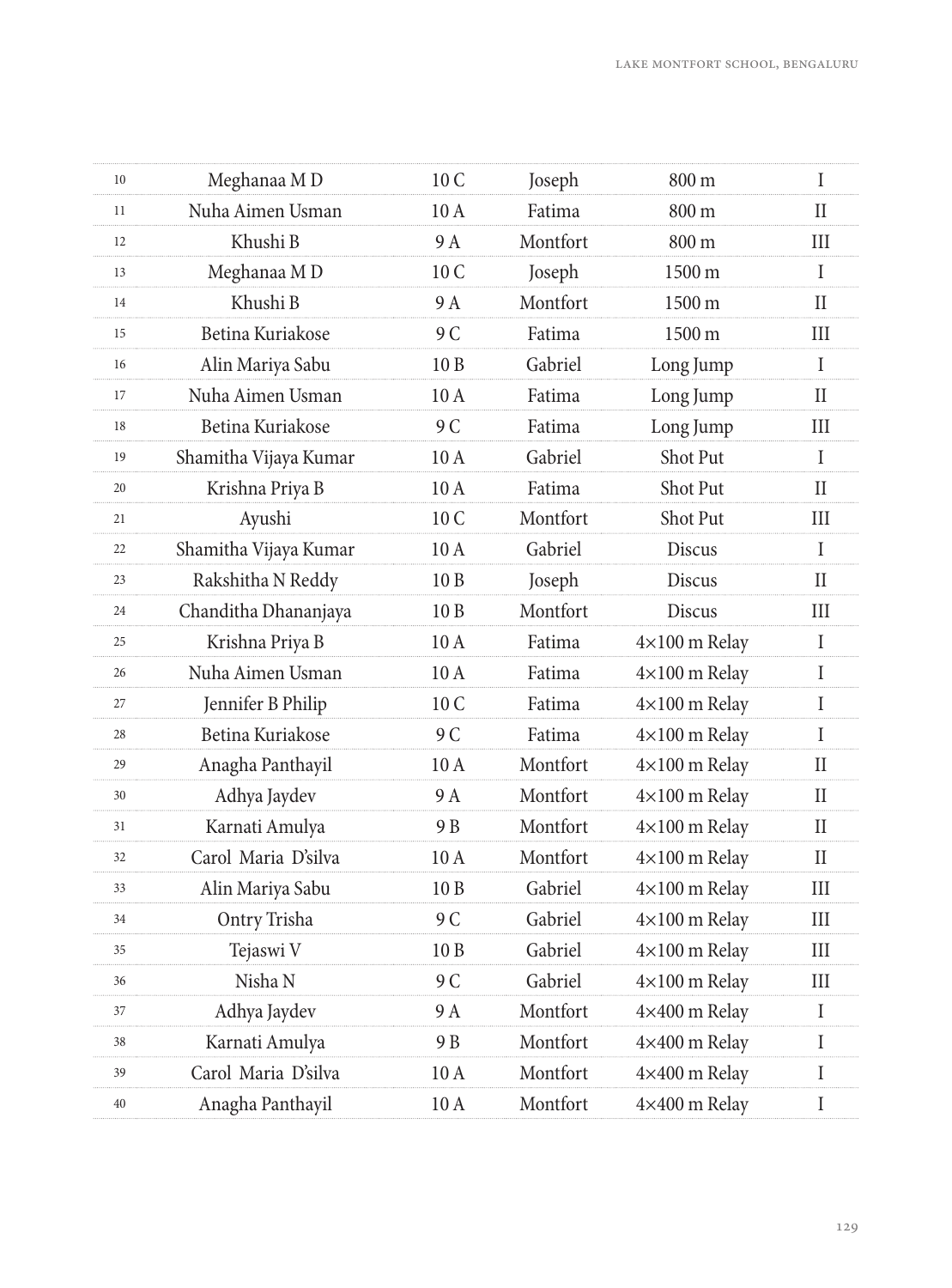| | | | | | |
|---|---|---|---|---|---|
| 10 | Meghanaa M D | 10 C | Joseph | 800 m | I |
| 11 | Nuha Aimen Usman | 10 A | Fatima | 800 m | II |
| 12 | Khushi B | 9 A | Montfort | 800 m | III |
| 13 | Meghanaa M D | 10 C | Joseph | 1500 m | I |
| 14 | Khushi B | 9 A | Montfort | 1500 m | II |
| 15 | Betina Kuriakose | 9 C | Fatima | 1500 m | III |
| 16 | Alin Mariya Sabu | 10 B | Gabriel | Long Jump | I |
| 17 | Nuha Aimen Usman | 10 A | Fatima | Long Jump | II |
| 18 | Betina Kuriakose | 9 C | Fatima | Long Jump | III |
| 19 | Shamitha Vijaya Kumar | 10 A | Gabriel | Shot Put | I |
| 20 | Krishna Priya B | 10 A | Fatima | Shot Put | II |
| 21 | Ayushi | 10 C | Montfort | Shot Put | III |
| 22 | Shamitha Vijaya Kumar | 10 A | Gabriel | Discus | I |
| 23 | Rakshitha N Reddy | 10 B | Joseph | Discus | II |
| 24 | Chanditha Dhananjaya | 10 B | Montfort | Discus | III |
| 25 | Krishna Priya B | 10 A | Fatima | 4×100 m Relay | I |
| 26 | Nuha Aimen Usman | 10 A | Fatima | 4×100 m Relay | I |
| 27 | Jennifer B Philip | 10 C | Fatima | 4×100 m Relay | I |
| 28 | Betina Kuriakose | 9 C | Fatima | 4×100 m Relay | I |
| 29 | Anagha Panthayil | 10 A | Montfort | 4×100 m Relay | II |
| 30 | Adhya Jaydev | 9 A | Montfort | 4×100 m Relay | II |
| 31 | Karnati Amulya | 9 B | Montfort | 4×100 m Relay | II |
| 32 | Carol Maria D'silva | 10 A | Montfort | 4×100 m Relay | II |
| 33 | Alin Mariya Sabu | 10 B | Gabriel | 4×100 m Relay | III |
| 34 | Ontry Trisha | 9 C | Gabriel | 4×100 m Relay | III |
| 35 | Tejaswi V | 10 B | Gabriel | 4×100 m Relay | III |
| 36 | Nisha N | 9 C | Gabriel | 4×100 m Relay | III |
| 37 | Adhya Jaydev | 9 A | Montfort | 4×400 m Relay | I |
| 38 | Karnati Amulya | 9 B | Montfort | 4×400 m Relay | I |
| 39 | Carol Maria D'silva | 10 A | Montfort | 4×400 m Relay | I |
| 40 | Anagha Panthayil | 10 A | Montfort | 4×400 m Relay | I |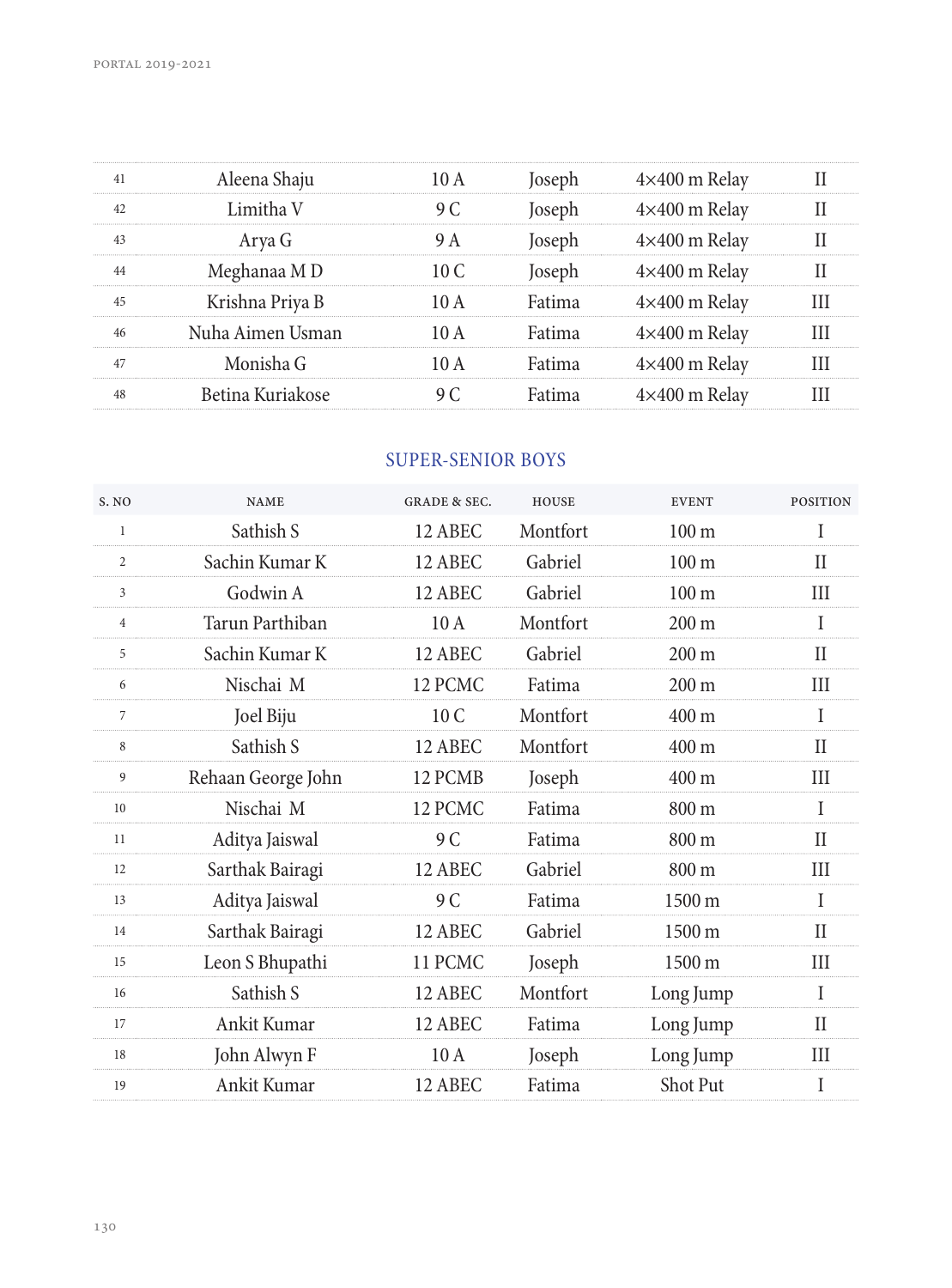| 41 | Aleena Shaju | 10 A | Joseph | 4×400 m Relay | II |
|---|---|---|---|---|---|
| 42 | Limitha V | 9 C | Joseph | 4×400 m Relay | II |
| 43 | Arya G | 9 A | Joseph | 4×400 m Relay | II |
| 44 | Meghanaa M D | 10 C | Joseph | 4×400 m Relay | II |
| 45 | Krishna Priya B | 10 A | Fatima | 4×400 m Relay | III |
| 46 | Nuha Aimen Usman | 10 A | Fatima | 4×400 m Relay | III |
| 47 | Monisha G | 10 A | Fatima | 4×400 m Relay | III |
| 48 | Betina Kuriakose | 9 C | Fatima | 4×400 m Relay | III |

## SUPER-SENIOR BOYS

| S. NO | NAME | GRADE & SEC. | HOUSE | EVENT | POSITION |
|---|---|---|---|---|---|
| 1 | Sathish S | 12 ABEC | Montfort | 100 m | I |
| 2 | Sachin Kumar K | 12 ABEC | Gabriel | 100 m | II |
| 3 | Godwin A | 12 ABEC | Gabriel | 100 m | III |
| 4 | Tarun Parthiban | 10 A | Montfort | 200 m | I |
| 5 | Sachin Kumar K | 12 ABEC | Gabriel | 200 m | II |
| 6 | Nischai M | 12 PCMC | Fatima | 200 m | III |
| 7 | Joel Biju | 10 C | Montfort | 400 m | I |
| 8 | Sathish S | 12 ABEC | Montfort | 400 m | II |
| 9 | Rehaan George John | 12 PCMB | Joseph | 400 m | III |
| 10 | Nischai M | 12 PCMC | Fatima | 800 m | I |
| 11 | Aditya Jaiswal | 9 C | Fatima | 800 m | II |
| 12 | Sarthak Bairagi | 12 ABEC | Gabriel | 800 m | III |
| 13 | Aditya Jaiswal | 9 C | Fatima | 1500 m | I |
| 14 | Sarthak Bairagi | 12 ABEC | Gabriel | 1500 m | II |
| 15 | Leon S Bhupathi | 11 PCMC | Joseph | 1500 m | III |
| 16 | Sathish S | 12 ABEC | Montfort | Long Jump | I |
| 17 | Ankit Kumar | 12 ABEC | Fatima | Long Jump | II |
| 18 | John Alwyn F | 10 A | Joseph | Long Jump | III |
| 19 | Ankit Kumar | 12 ABEC | Fatima | Shot Put | I |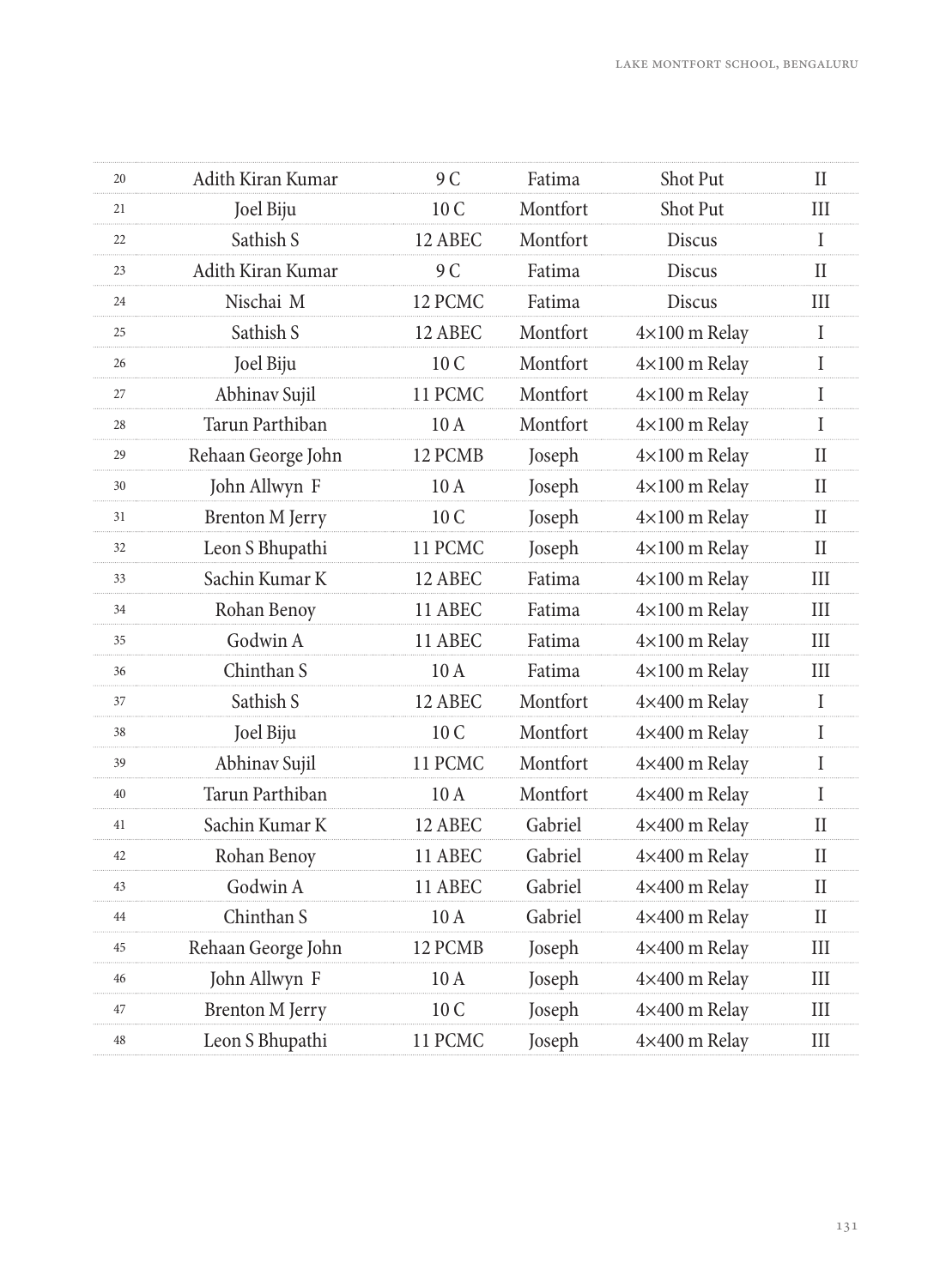| | | | | | |
|---|---|---|---|---|---|
| 20 | Adith Kiran Kumar | 9 C | Fatima | Shot Put | II |
| 21 | Joel Biju | 10 C | Montfort | Shot Put | III |
| 22 | Sathish S | 12 ABEC | Montfort | Discus | I |
| 23 | Adith Kiran Kumar | 9 C | Fatima | Discus | II |
| 24 | Nischai M | 12 PCMC | Fatima | Discus | III |
| 25 | Sathish S | 12 ABEC | Montfort | 4×100 m Relay | I |
| 26 | Joel Biju | 10 C | Montfort | 4×100 m Relay | I |
| 27 | Abhinav Sujil | 11 PCMC | Montfort | 4×100 m Relay | I |
| 28 | Tarun Parthiban | 10 A | Montfort | 4×100 m Relay | I |
| 29 | Rehaan George John | 12 PCMB | Joseph | 4×100 m Relay | II |
| 30 | John Allwyn F | 10 A | Joseph | 4×100 m Relay | II |
| 31 | Brenton M Jerry | 10 C | Joseph | 4×100 m Relay | II |
| 32 | Leon S Bhupathi | 11 PCMC | Joseph | 4×100 m Relay | II |
| 33 | Sachin Kumar K | 12 ABEC | Fatima | 4×100 m Relay | III |
| 34 | Rohan Benoy | 11 ABEC | Fatima | 4×100 m Relay | III |
| 35 | Godwin A | 11 ABEC | Fatima | 4×100 m Relay | III |
| 36 | Chinthan S | 10 A | Fatima | 4×100 m Relay | III |
| 37 | Sathish S | 12 ABEC | Montfort | 4×400 m Relay | I |
| 38 | Joel Biju | 10 C | Montfort | 4×400 m Relay | I |
| 39 | Abhinav Sujil | 11 PCMC | Montfort | 4×400 m Relay | I |
| 40 | Tarun Parthiban | 10 A | Montfort | 4×400 m Relay | I |
| 41 | Sachin Kumar K | 12 ABEC | Gabriel | 4×400 m Relay | II |
| 42 | Rohan Benoy | 11 ABEC | Gabriel | 4×400 m Relay | II |
| 43 | Godwin A | 11 ABEC | Gabriel | 4×400 m Relay | II |
| 44 | Chinthan S | 10 A | Gabriel | 4×400 m Relay | II |
| 45 | Rehaan George John | 12 PCMB | Joseph | 4×400 m Relay | III |
| 46 | John Allwyn F | 10 A | Joseph | 4×400 m Relay | III |
| 47 | Brenton M Jerry | 10 C | Joseph | 4×400 m Relay | III |
| 48 | Leon S Bhupathi | 11 PCMC | Joseph | 4×400 m Relay | III |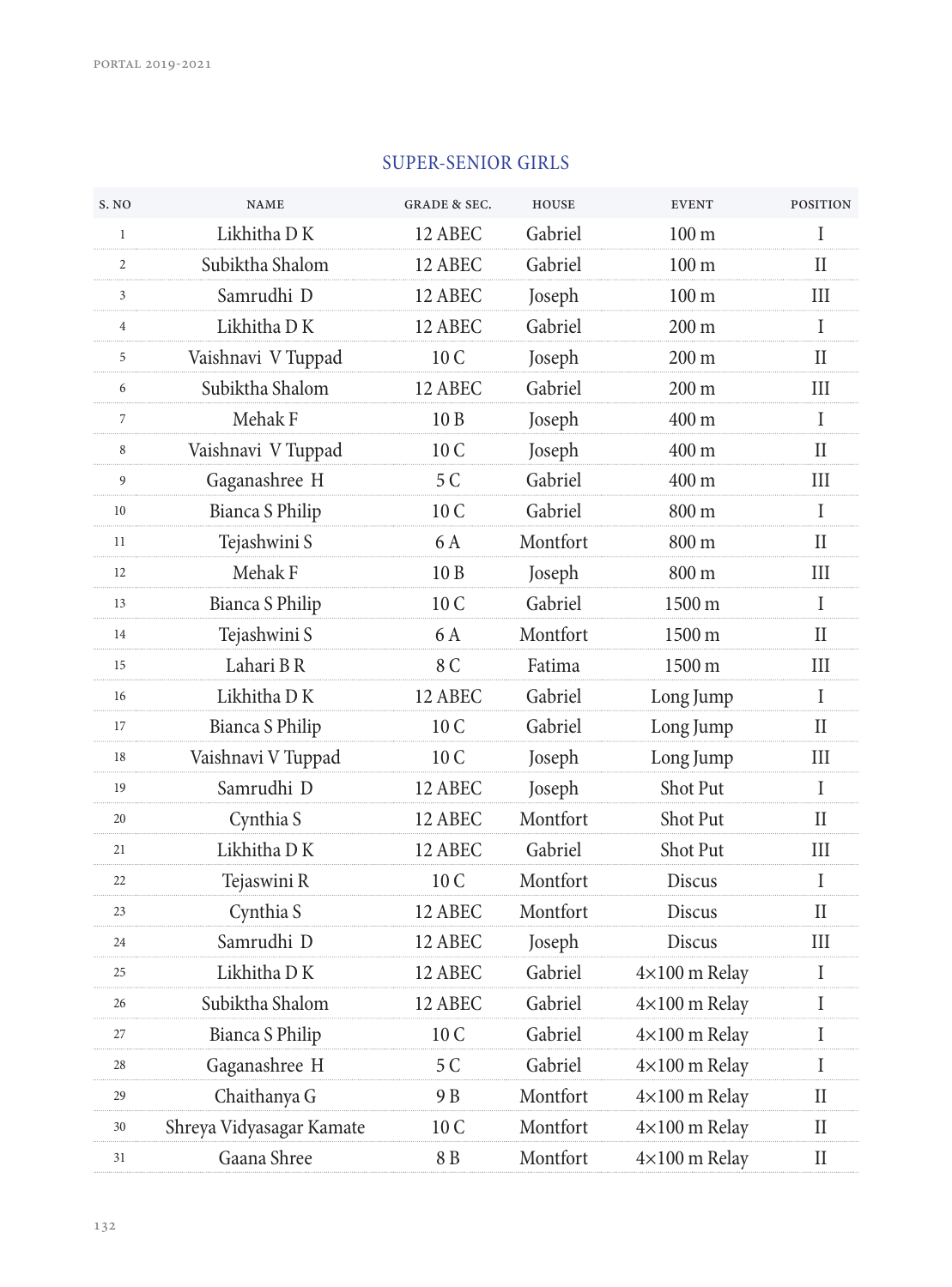## SUPER-SENIOR GIRLS

| S. NO | NAME | GRADE & SEC. | HOUSE | EVENT | POSITION |
|---|---|---|---|---|---|
| 1 | Likhitha D K | 12 ABEC | Gabriel | 100 m | I |
| 2 | Subiktha Shalom | 12 ABEC | Gabriel | 100 m | II |
| 3 | Samrudhi D | 12 ABEC | Joseph | 100 m | III |
| 4 | Likhitha D K | 12 ABEC | Gabriel | 200 m | I |
| 5 | Vaishnavi V Tuppad | 10 C | Joseph | 200 m | II |
| 6 | Subiktha Shalom | 12 ABEC | Gabriel | 200 m | III |
| 7 | Mehak F | 10 B | Joseph | 400 m | I |
| 8 | Vaishnavi V Tuppad | 10 C | Joseph | 400 m | II |
| 9 | Gaganashree H | 5 C | Gabriel | 400 m | III |
| 10 | Bianca S Philip | 10 C | Gabriel | 800 m | I |
| 11 | Tejashwini S | 6 A | Montfort | 800 m | II |
| 12 | Mehak F | 10 B | Joseph | 800 m | III |
| 13 | Bianca S Philip | 10 C | Gabriel | 1500 m | I |
| 14 | Tejashwini S | 6 A | Montfort | 1500 m | II |
| 15 | Lahari B R | 8 C | Fatima | 1500 m | III |
| 16 | Likhitha D K | 12 ABEC | Gabriel | Long Jump | I |
| 17 | Bianca S Philip | 10 C | Gabriel | Long Jump | II |
| 18 | Vaishnavi V Tuppad | 10 C | Joseph | Long Jump | III |
| 19 | Samrudhi D | 12 ABEC | Joseph | Shot Put | I |
| 20 | Cynthia S | 12 ABEC | Montfort | Shot Put | II |
| 21 | Likhitha D K | 12 ABEC | Gabriel | Shot Put | III |
| 22 | Tejaswini R | 10 C | Montfort | Discus | I |
| 23 | Cynthia S | 12 ABEC | Montfort | Discus | II |
| 24 | Samrudhi D | 12 ABEC | Joseph | Discus | III |
| 25 | Likhitha D K | 12 ABEC | Gabriel | 4×100 m Relay | I |
| 26 | Subiktha Shalom | 12 ABEC | Gabriel | 4×100 m Relay | I |
| 27 | Bianca S Philip | 10 C | Gabriel | 4×100 m Relay | I |
| 28 | Gaganashree H | 5 C | Gabriel | 4×100 m Relay | I |
| 29 | Chaithanya G | 9 B | Montfort | 4×100 m Relay | II |
| 30 | Shreya Vidyasagar Kamate | 10 C | Montfort | 4×100 m Relay | II |
| 31 | Gaana Shree | 8 B | Montfort | 4×100 m Relay | II |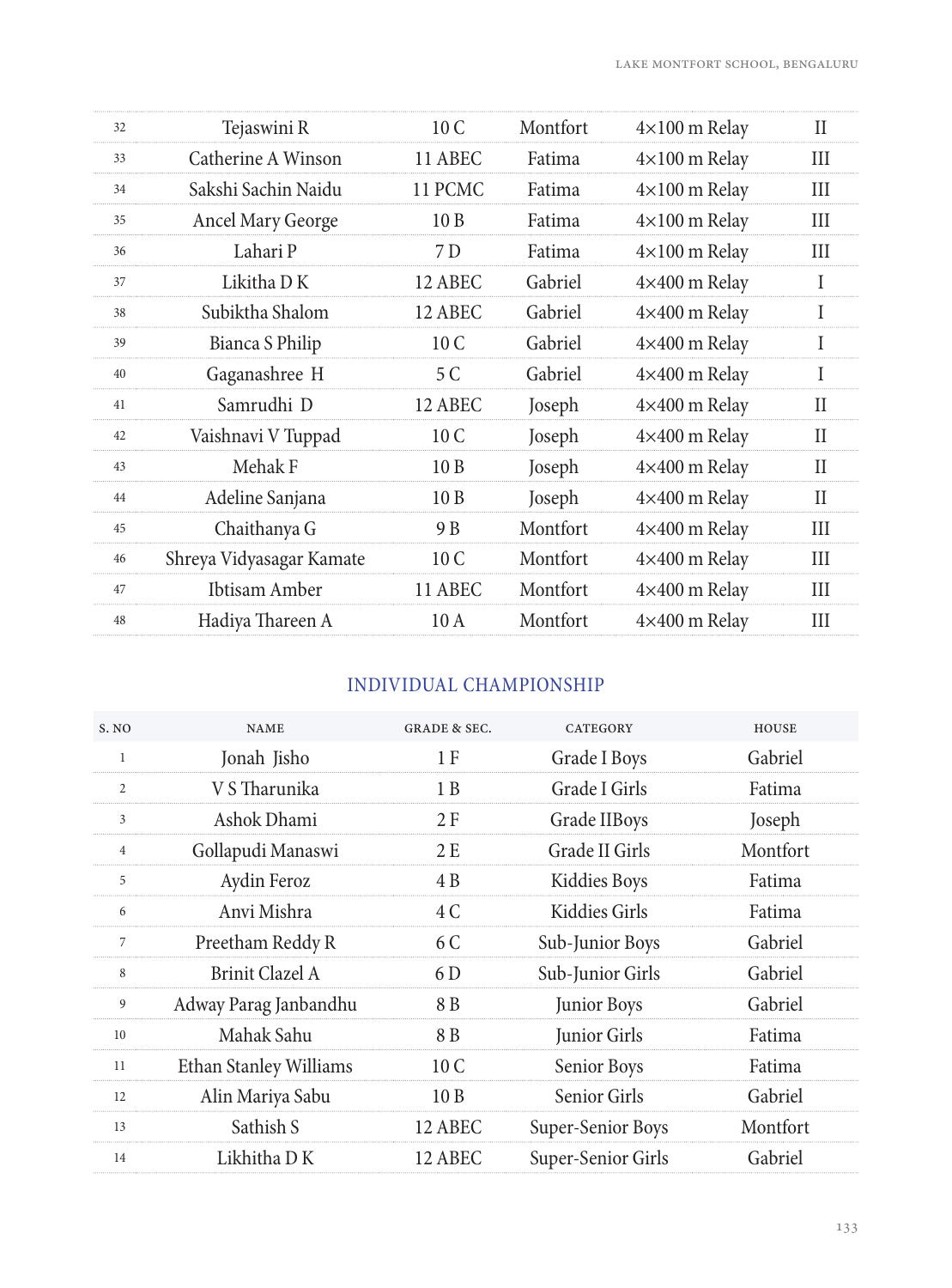| | | | | | |
|---|---|---|---|---|---|
| 32 | Tejaswini R | 10 C | Montfort | 4×100 m Relay | II |
| 33 | Catherine A Winson | 11 ABEC | Fatima | 4×100 m Relay | III |
| 34 | Sakshi Sachin Naidu | 11 PCMC | Fatima | 4×100 m Relay | III |
| 35 | Ancel Mary George | 10 B | Fatima | 4×100 m Relay | III |
| 36 | Lahari P | 7 D | Fatima | 4×100 m Relay | III |
| 37 | Likitha D K | 12 ABEC | Gabriel | 4×400 m Relay | I |
| 38 | Subiktha Shalom | 12 ABEC | Gabriel | 4×400 m Relay | I |
| 39 | Bianca S Philip | 10 C | Gabriel | 4×400 m Relay | I |
| 40 | Gaganashree H | 5 C | Gabriel | 4×400 m Relay | I |
| 41 | Samrudhi D | 12 ABEC | Joseph | 4×400 m Relay | II |
| 42 | Vaishnavi V Tuppad | 10 C | Joseph | 4×400 m Relay | II |
| 43 | Mehak F | 10 B | Joseph | 4×400 m Relay | II |
| 44 | Adeline Sanjana | 10 B | Joseph | 4×400 m Relay | II |
| 45 | Chaithanya G | 9 B | Montfort | 4×400 m Relay | III |
| 46 | Shreya Vidyasagar Kamate | 10 C | Montfort | 4×400 m Relay | III |
| 47 | Ibtisam Amber | 11 ABEC | Montfort | 4×400 m Relay | III |
| 48 | Hadiya Thareen A | 10 A | Montfort | 4×400 m Relay | III |

## INDIVIDUAL CHAMPIONSHIP

| S. NO | NAME | GRADE & SEC. | CATEGORY | HOUSE |
|---|---|---|---|---|
| 1 | Jonah Jisho | 1 F | Grade I Boys | Gabriel |
| 2 | V S Tharunika | 1 B | Grade I Girls | Fatima |
| 3 | Ashok Dhami | 2 F | Grade IIBoys | Joseph |
| 4 | Gollapudi Manaswi | 2 E | Grade II Girls | Montfort |
| 5 | Aydin Feroz | 4 B | Kiddies Boys | Fatima |
| 6 | Anvi Mishra | 4 C | Kiddies Girls | Fatima |
| 7 | Preetham Reddy R | 6 C | Sub-Junior Boys | Gabriel |
| 8 | Brinit Clazel A | 6 D | Sub-Junior Girls | Gabriel |
| 9 | Adway Parag Janbandhu | 8 B | Junior Boys | Gabriel |
| 10 | Mahak Sahu | 8 B | Junior Girls | Fatima |
| 11 | Ethan Stanley Williams | 10 C | Senior Boys | Fatima |
| 12 | Alin Mariya Sabu | 10 B | Senior Girls | Gabriel |
| 13 | Sathish S | 12 ABEC | Super-Senior Boys | Montfort |
| 14 | Likhitha D K | 12 ABEC | Super-Senior Girls | Gabriel |